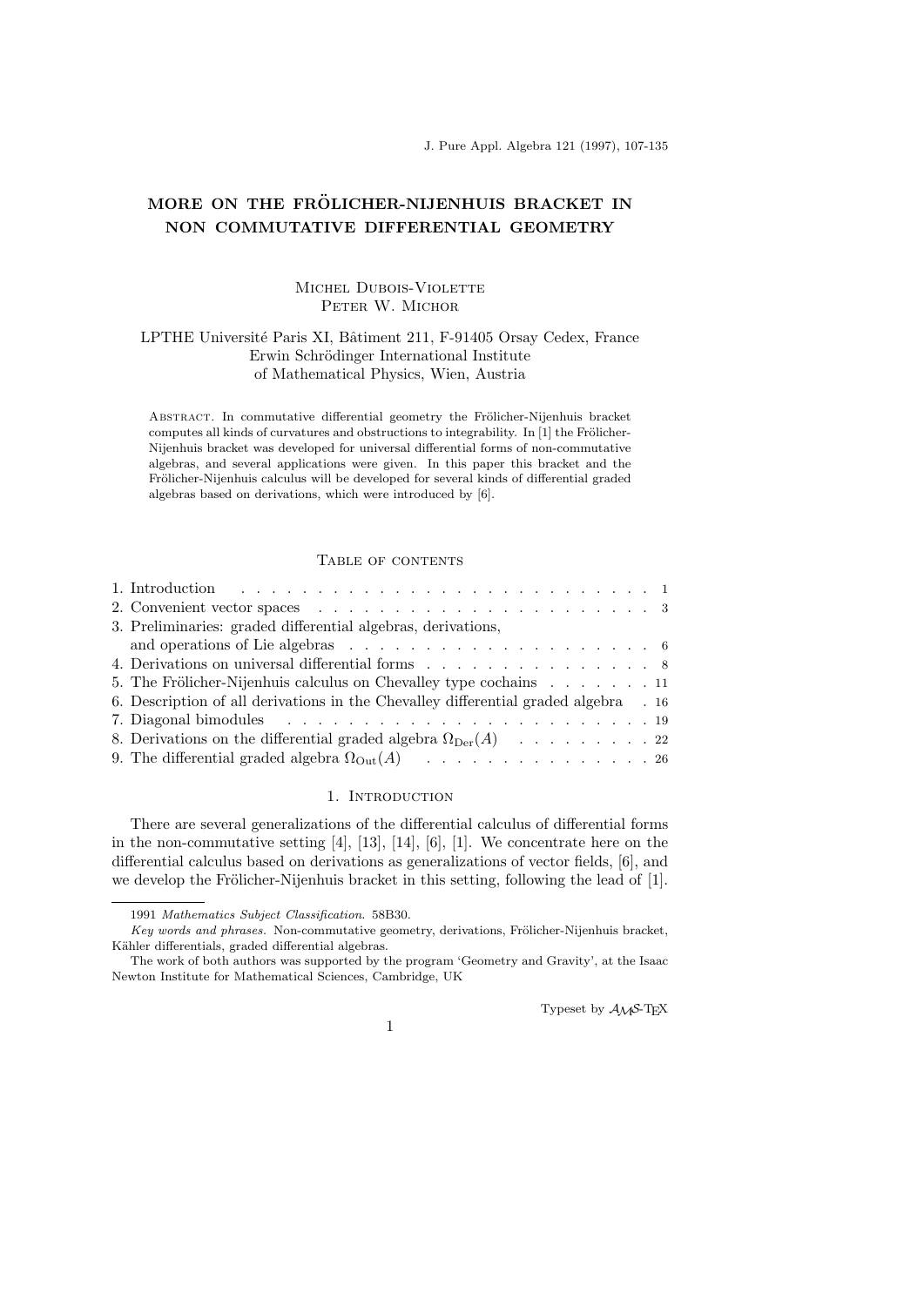J. Pure Appl. Algebra 121 (1997), 107-135

# MORE ON THE FRÖLICHER-NIJENHUIS BRACKET IN NON COMMUTATIVE DIFFERENTIAL GEOMETRY

Michel Dubois-Violette
Peter W. Michor

LPTHE Université Paris XI, Bâtiment 211, F-91405 Orsay Cedex, France
Erwin Schrödinger International Institute
of Mathematical Physics, Wien, Austria

Abstract. In commutative differential geometry the Frölicher-Nijenhuis bracket computes all kinds of curvatures and obstructions to integrability. In [1] the Frölicher-Nijenhuis bracket was developed for universal differential forms of non-commutative algebras, and several applications were given. In this paper this bracket and the Frölicher-Nijenhuis calculus will be developed for several kinds of differential graded algebras based on derivations, which were introduced by [6].

## Table of contents

1. Introduction . . . 1
2. Convenient vector spaces . . . 3
3. Preliminaries: graded differential algebras, derivations, and operations of Lie algebras . . . 6
4. Derivations on universal differential forms . . . 8
5. The Frölicher-Nijenhuis calculus on Chevalley type cochains . . . 11
6. Description of all derivations in the Chevalley differential graded algebra . . . 16
7. Diagonal bimodules . . . 19
8. Derivations on the differential graded algebra $\Omega_{\mathrm{Der}}(A)$ . . . 22
9. The differential graded algebra $\Omega_{\mathrm{Out}}(A)$ . . . 26

## 1. Introduction

There are several generalizations of the differential calculus of differential forms in the non-commutative setting [4], [13], [14], [6], [1]. We concentrate here on the differential calculus based on derivations as generalizations of vector fields, [6], and we develop the Frölicher-Nijenhuis bracket in this setting, following the lead of [1].

---

1991 *Mathematics Subject Classification*. 58B30.

*Key words and phrases.* Non-commutative geometry, derivations, Frölicher-Nijenhuis bracket, Kähler differentials, graded differential algebras.

The work of both authors was supported by the program 'Geometry and Gravity', at the Isaac Newton Institute for Mathematical Sciences, Cambridge, UK

Typeset by $\mathcal{A}\mathcal{M}\mathcal{S}$-TEX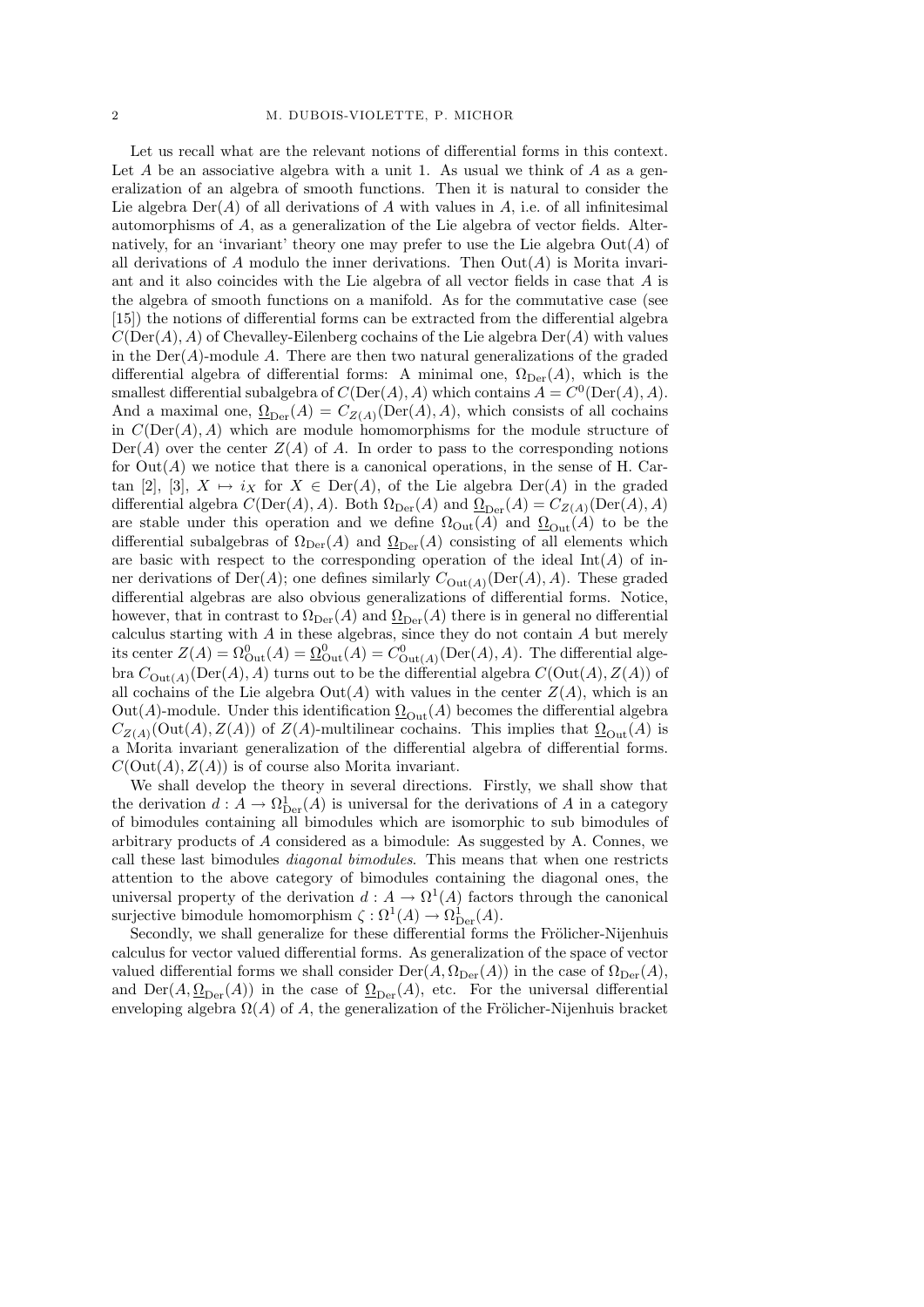Let us recall what are the relevant notions of differential forms in this context. Let $A$ be an associative algebra with a unit 1. As usual we think of $A$ as a generalization of an algebra of smooth functions. Then it is natural to consider the Lie algebra $\mathrm{Der}(A)$ of all derivations of $A$ with values in $A$, i.e. of all infinitesimal automorphisms of $A$, as a generalization of the Lie algebra of vector fields. Alternatively, for an 'invariant' theory one may prefer to use the Lie algebra $\mathrm{Out}(A)$ of all derivations of $A$ modulo the inner derivations. Then $\mathrm{Out}(A)$ is Morita invariant and it also coincides with the Lie algebra of all vector fields in case that $A$ is the algebra of smooth functions on a manifold. As for the commutative case (see [15]) the notions of differential forms can be extracted from the differential algebra $C(\mathrm{Der}(A), A)$ of Chevalley-Eilenberg cochains of the Lie algebra $\mathrm{Der}(A)$ with values in the $\mathrm{Der}(A)$-module $A$. There are then two natural generalizations of the graded differential algebra of differential forms: A minimal one, $\Omega_{\mathrm{Der}}(A)$, which is the smallest differential subalgebra of $C(\mathrm{Der}(A), A)$ which contains $A = C^0(\mathrm{Der}(A), A)$. And a maximal one, $\underline{\Omega}_{\mathrm{Der}}(A) = C_{Z(A)}(\mathrm{Der}(A), A)$, which consists of all cochains in $C(\mathrm{Der}(A), A)$ which are module homomorphisms for the module structure of $\mathrm{Der}(A)$ over the center $Z(A)$ of $A$. In order to pass to the corresponding notions for $\mathrm{Out}(A)$ we notice that there is a canonical operations, in the sense of H. Cartan [2], [3], $X \mapsto i_X$ for $X \in \mathrm{Der}(A)$, of the Lie algebra $\mathrm{Der}(A)$ in the graded differential algebra $C(\mathrm{Der}(A), A)$. Both $\Omega_{\mathrm{Der}}(A)$ and $\underline{\Omega}_{\mathrm{Der}}(A) = C_{Z(A)}(\mathrm{Der}(A), A)$ are stable under this operation and we define $\Omega_{\mathrm{Out}}(A)$ and $\underline{\Omega}_{\mathrm{Out}}(A)$ to be the differential subalgebras of $\Omega_{\mathrm{Der}}(A)$ and $\underline{\Omega}_{\mathrm{Der}}(A)$ consisting of all elements which are basic with respect to the corresponding operation of the ideal $\mathrm{Int}(A)$ of inner derivations of $\mathrm{Der}(A)$; one defines similarly $C_{\mathrm{Out}(A)}(\mathrm{Der}(A), A)$. These graded differential algebras are also obvious generalizations of differential forms. Notice, however, that in contrast to $\Omega_{\mathrm{Der}}(A)$ and $\underline{\Omega}_{\mathrm{Der}}(A)$ there is in general no differential calculus starting with $A$ in these algebras, since they do not contain $A$ but merely its center $Z(A) = \Omega^0_{\mathrm{Out}}(A) = \underline{\Omega}^0_{\mathrm{Out}}(A) = C^0_{\mathrm{Out}(A)}(\mathrm{Der}(A), A)$. The differential algebra $C_{\mathrm{Out}(A)}(\mathrm{Der}(A), A)$ turns out to be the differential algebra $C(\mathrm{Out}(A), Z(A))$ of all cochains of the Lie algebra $\mathrm{Out}(A)$ with values in the center $Z(A)$, which is an $\mathrm{Out}(A)$-module. Under this identification $\underline{\Omega}_{\mathrm{Out}}(A)$ becomes the differential algebra $C_{Z(A)}(\mathrm{Out}(A), Z(A))$ of $Z(A)$-multilinear cochains. This implies that $\underline{\Omega}_{\mathrm{Out}}(A)$ is a Morita invariant generalization of the differential algebra of differential forms. $C(\mathrm{Out}(A), Z(A))$ is of course also Morita invariant.

We shall develop the theory in several directions. Firstly, we shall show that the derivation $d : A \to \Omega^1_{\mathrm{Der}}(A)$ is universal for the derivations of $A$ in a category of bimodules containing all bimodules which are isomorphic to sub bimodules of arbitrary products of $A$ considered as a bimodule: As suggested by A. Connes, we call these last bimodules *diagonal bimodules*. This means that when one restricts attention to the above category of bimodules containing the diagonal ones, the universal property of the derivation $d : A \to \Omega^1(A)$ factors through the canonical surjective bimodule homomorphism $\zeta : \Omega^1(A) \to \Omega^1_{\mathrm{Der}}(A)$.

Secondly, we shall generalize for these differential forms the Frölicher-Nijenhuis calculus for vector valued differential forms. As generalization of the space of vector valued differential forms we shall consider $\mathrm{Der}(A, \Omega_{\mathrm{Der}}(A))$ in the case of $\Omega_{\mathrm{Der}}(A)$, and $\mathrm{Der}(A, \underline{\Omega}_{\mathrm{Der}}(A))$ in the case of $\underline{\Omega}_{\mathrm{Der}}(A)$, etc. For the universal differential enveloping algebra $\Omega(A)$ of $A$, the generalization of the Frölicher-Nijenhuis bracket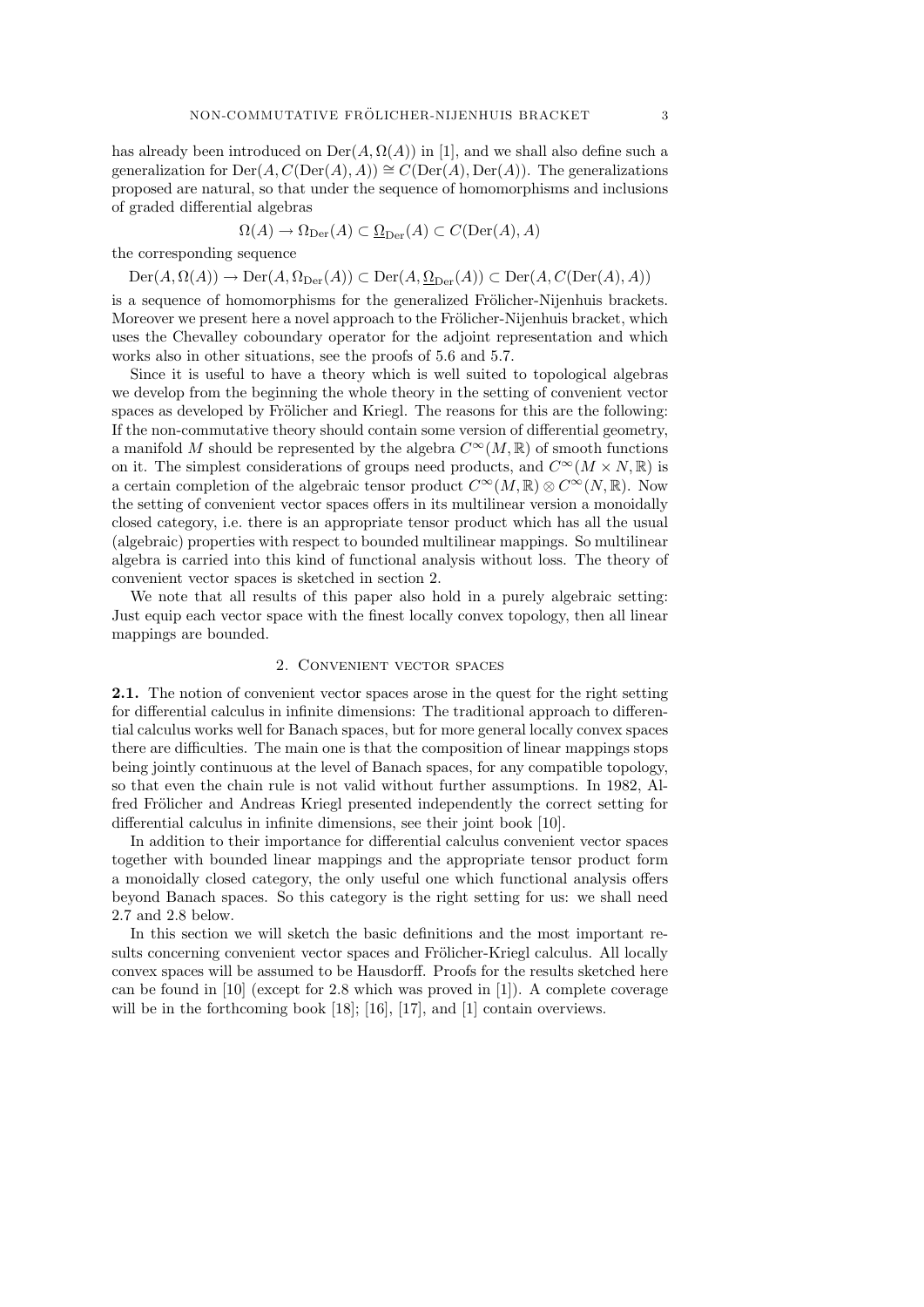has already been introduced on $\mathrm{Der}(A, \Omega(A))$ in [1], and we shall also define such a generalization for $\mathrm{Der}(A, C(\mathrm{Der}(A), A)) \cong C(\mathrm{Der}(A), \mathrm{Der}(A))$. The generalizations proposed are natural, so that under the sequence of homomorphisms and inclusions of graded differential algebras

$$\Omega(A) \to \Omega_{\mathrm{Der}}(A) \subset \underline{\Omega}_{\mathrm{Der}}(A) \subset C(\mathrm{Der}(A), A)$$

the corresponding sequence

$$\mathrm{Der}(A, \Omega(A)) \to \mathrm{Der}(A, \Omega_{\mathrm{Der}}(A)) \subset \mathrm{Der}(A, \underline{\Omega}_{\mathrm{Der}}(A)) \subset \mathrm{Der}(A, C(\mathrm{Der}(A), A))$$

is a sequence of homomorphisms for the generalized Frölicher-Nijenhuis brackets. Moreover we present here a novel approach to the Frölicher-Nijenhuis bracket, which uses the Chevalley coboundary operator for the adjoint representation and which works also in other situations, see the proofs of 5.6 and 5.7.

Since it is useful to have a theory which is well suited to topological algebras we develop from the beginning the whole theory in the setting of convenient vector spaces as developed by Frölicher and Kriegl. The reasons for this are the following: If the non-commutative theory should contain some version of differential geometry, a manifold $M$ should be represented by the algebra $C^\infty(M, \mathbb{R})$ of smooth functions on it. The simplest considerations of groups need products, and $C^\infty(M \times N, \mathbb{R})$ is a certain completion of the algebraic tensor product $C^\infty(M, \mathbb{R}) \otimes C^\infty(N, \mathbb{R})$. Now the setting of convenient vector spaces offers in its multilinear version a monoidally closed category, i.e. there is an appropriate tensor product which has all the usual (algebraic) properties with respect to bounded multilinear mappings. So multilinear algebra is carried into this kind of functional analysis without loss. The theory of convenient vector spaces is sketched in section 2.

We note that all results of this paper also hold in a purely algebraic setting: Just equip each vector space with the finest locally convex topology, then all linear mappings are bounded.

## 2. Convenient vector spaces

**2.1.** The notion of convenient vector spaces arose in the quest for the right setting for differential calculus in infinite dimensions: The traditional approach to differential calculus works well for Banach spaces, but for more general locally convex spaces there are difficulties. The main one is that the composition of linear mappings stops being jointly continuous at the level of Banach spaces, for any compatible topology, so that even the chain rule is not valid without further assumptions. In 1982, Alfred Frölicher and Andreas Kriegl presented independently the correct setting for differential calculus in infinite dimensions, see their joint book [10].

In addition to their importance for differential calculus convenient vector spaces together with bounded linear mappings and the appropriate tensor product form a monoidally closed category, the only useful one which functional analysis offers beyond Banach spaces. So this category is the right setting for us: we shall need 2.7 and 2.8 below.

In this section we will sketch the basic definitions and the most important results concerning convenient vector spaces and Frölicher-Kriegl calculus. All locally convex spaces will be assumed to be Hausdorff. Proofs for the results sketched here can be found in [10] (except for 2.8 which was proved in [1]). A complete coverage will be in the forthcoming book [18]; [16], [17], and [1] contain overviews.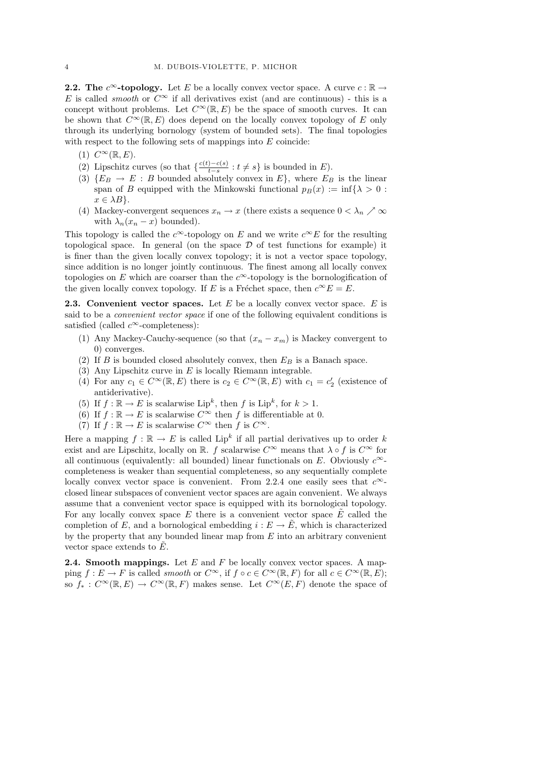**2.2. The $c^\infty$-topology.** Let $E$ be a locally convex vector space. A curve $c : \mathbb{R} \to E$ is called *smooth* or $C^\infty$ if all derivatives exist (and are continuous) - this is a concept without problems. Let $C^\infty(\mathbb{R}, E)$ be the space of smooth curves. It can be shown that $C^\infty(\mathbb{R}, E)$ does depend on the locally convex topology of $E$ only through its underlying bornology (system of bounded sets). The final topologies with respect to the following sets of mappings into $E$ coincide:

1. $C^\infty(\mathbb{R}, E)$.
2. Lipschitz curves (so that $\{\frac{c(t)-c(s)}{t-s} : t \neq s\}$ is bounded in $E$).
3. $\{E_B \to E : B$ bounded absolutely convex in $E\}$, where $E_B$ is the linear span of $B$ equipped with the Minkowski functional $p_B(x) := \inf\{\lambda > 0 : x \in \lambda B\}$.
4. Mackey-convergent sequences $x_n \to x$ (there exists a sequence $0 < \lambda_n \nearrow \infty$ with $\lambda_n(x_n - x)$ bounded).

This topology is called the $c^\infty$-topology on $E$ and we write $c^\infty E$ for the resulting topological space. In general (on the space $\mathcal{D}$ of test functions for example) it is finer than the given locally convex topology; it is not a vector space topology, since addition is no longer jointly continuous. The finest among all locally convex topologies on $E$ which are coarser than the $c^\infty$-topology is the bornologification of the given locally convex topology. If $E$ is a Fréchet space, then $c^\infty E = E$.

**2.3. Convenient vector spaces.** Let $E$ be a locally convex vector space. $E$ is said to be a *convenient vector space* if one of the following equivalent conditions is satisfied (called $c^\infty$-completeness):

1. Any Mackey-Cauchy-sequence (so that $(x_n - x_m)$ is Mackey convergent to 0) converges.
2. If $B$ is bounded closed absolutely convex, then $E_B$ is a Banach space.
3. Any Lipschitz curve in $E$ is locally Riemann integrable.
4. For any $c_1 \in C^\infty(\mathbb{R}, E)$ there is $c_2 \in C^\infty(\mathbb{R}, E)$ with $c_1 = c_2'$ (existence of antiderivative).
5. If $f : \mathbb{R} \to E$ is scalarwise $\text{Lip}^k$, then $f$ is $\text{Lip}^k$, for $k > 1$.
6. If $f : \mathbb{R} \to E$ is scalarwise $C^\infty$ then $f$ is differentiable at 0.
7. If $f : \mathbb{R} \to E$ is scalarwise $C^\infty$ then $f$ is $C^\infty$.

Here a mapping $f : \mathbb{R} \to E$ is called $\text{Lip}^k$ if all partial derivatives up to order $k$ exist and are Lipschitz, locally on $\mathbb{R}$. $f$ scalarwise $C^\infty$ means that $\lambda \circ f$ is $C^\infty$ for all continuous (equivalently: all bounded) linear functionals on $E$. Obviously $c^\infty$-completeness is weaker than sequential completeness, so any sequentially complete locally convex vector space is convenient. From 2.2.4 one easily sees that $c^\infty$-closed linear subspaces of convenient vector spaces are again convenient. We always assume that a convenient vector space is equipped with its bornological topology. For any locally convex space $E$ there is a convenient vector space $\tilde{E}$ called the completion of $E$, and a bornological embedding $i : E \to \tilde{E}$, which is characterized by the property that any bounded linear map from $E$ into an arbitrary convenient vector space extends to $\tilde{E}$.

**2.4. Smooth mappings.** Let $E$ and $F$ be locally convex vector spaces. A mapping $f : E \to F$ is called *smooth* or $C^\infty$, if $f \circ c \in C^\infty(\mathbb{R}, F)$ for all $c \in C^\infty(\mathbb{R}, E)$; so $f_* : C^\infty(\mathbb{R}, E) \to C^\infty(\mathbb{R}, F)$ makes sense. Let $C^\infty(E, F)$ denote the space of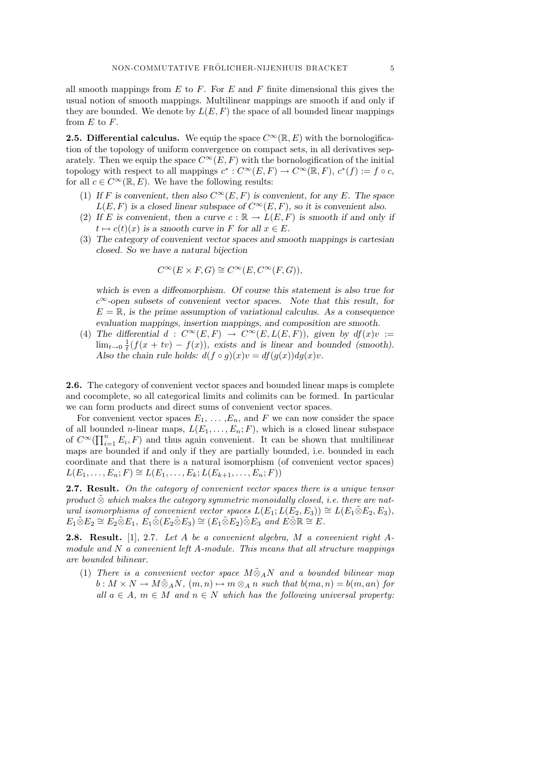all smooth mappings from $E$ to $F$. For $E$ and $F$ finite dimensional this gives the usual notion of smooth mappings. Multilinear mappings are smooth if and only if they are bounded. We denote by $L(E,F)$ the space of all bounded linear mappings from $E$ to $F$.

**2.5. Differential calculus.** We equip the space $C^\infty(\mathbb{R},E)$ with the bornologification of the topology of uniform convergence on compact sets, in all derivatives separately. Then we equip the space $C^\infty(E,F)$ with the bornologification of the initial topology with respect to all mappings $c^*: C^\infty(E,F) \to C^\infty(\mathbb{R},F)$, $c^*(f) := f \circ c$, for all $c \in C^\infty(\mathbb{R},E)$. We have the following results:

1. *If $F$ is convenient, then also $C^\infty(E,F)$ is convenient, for any $E$. The space $L(E,F)$ is a closed linear subspace of $C^\infty(E,F)$, so it is convenient also.*
2. *If $E$ is convenient, then a curve $c: \mathbb{R} \to L(E,F)$ is smooth if and only if $t \mapsto c(t)(x)$ is a smooth curve in $F$ for all $x \in E$.*
3. *The category of convenient vector spaces and smooth mappings is cartesian closed. So we have a natural bijection*
$$C^\infty(E \times F, G) \cong C^\infty(E, C^\infty(F,G)),$$
*which is even a diffeomorphism. Of course this statement is also true for $c^\infty$-open subsets of convenient vector spaces. Note that this result, for $E = \mathbb{R}$, is the prime assumption of variational calculus. As a consequence evaluation mappings, insertion mappings, and composition are smooth.*
4. *The differential $d: C^\infty(E,F) \to C^\infty(E, L(E,F))$, given by $df(x)v := \lim_{t\to 0} \frac{1}{t}(f(x+tv) - f(x))$, exists and is linear and bounded (smooth). Also the chain rule holds: $d(f \circ g)(x)v = df(g(x))dg(x)v$.*

**2.6.** The category of convenient vector spaces and bounded linear maps is complete and cocomplete, so all categorical limits and colimits can be formed. In particular we can form products and direct sums of convenient vector spaces.

For convenient vector spaces $E_1, \dots, E_n$, and $F$ we can now consider the space of all bounded $n$-linear maps, $L(E_1, \dots, E_n; F)$, which is a closed linear subspace of $C^\infty(\prod_{i=1}^n E_i, F)$ and thus again convenient. It can be shown that multilinear maps are bounded if and only if they are partially bounded, i.e. bounded in each coordinate and that there is a natural isomorphism (of convenient vector spaces) $L(E_1, \dots, E_n; F) \cong L(E_1, \dots, E_k; L(E_{k+1}, \dots, E_n; F))$

**2.7. Result.** *On the category of convenient vector spaces there is a unique tensor product $\tilde{\otimes}$ which makes the category symmetric monoidally closed, i.e. there are natural isomorphisms of convenient vector spaces $L(E_1; L(E_2, E_3)) \cong L(E_1 \tilde{\otimes} E_2, E_3)$, $E_1 \tilde{\otimes} E_2 \cong E_2 \tilde{\otimes} E_1$, $E_1 \tilde{\otimes} (E_2 \tilde{\otimes} E_3) \cong (E_1 \tilde{\otimes} E_2) \tilde{\otimes} E_3$ and $E \tilde{\otimes} \mathbb{R} \cong E$.*

**2.8. Result.** [1], 2.7. *Let $A$ be a convenient algebra, $M$ a convenient right $A$-module and $N$ a convenient left $A$-module. This means that all structure mappings are bounded bilinear.*

1. *There is a convenient vector space $M \tilde{\otimes}_A N$ and a bounded bilinear map $b: M \times N \to M \tilde{\otimes}_A N$, $(m,n) \mapsto m \otimes_A n$ such that $b(ma, n) = b(m, an)$ for all $a \in A$, $m \in M$ and $n \in N$ which has the following universal property:*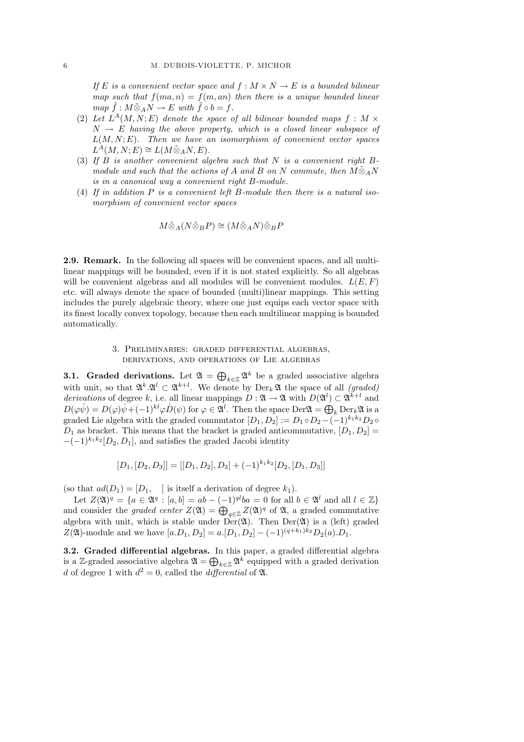*If $E$ is a convenient vector space and $f : M \times N \to E$ is a bounded bilinear map such that $f(ma, n) = f(m, an)$ then there is a unique bounded linear map $\tilde{f} : M \tilde{\otimes}_A N \to E$ with $\tilde{f} \circ b = f$.*

(2) *Let $L^A(M, N; E)$ denote the space of all bilinear bounded maps $f : M \times N \to E$ having the above property, which is a closed linear subspace of $L(M, N; E)$. Then we have an isomorphism of convenient vector spaces $L^A(M, N; E) \cong L(M \tilde{\otimes}_A N, E)$.*

(3) *If $B$ is another convenient algebra such that $N$ is a convenient right $B$-module and such that the actions of $A$ and $B$ on $N$ commute, then $M \tilde{\otimes}_A N$ is in a canonical way a convenient right $B$-module.*

(4) *If in addition $P$ is a convenient left $B$-module then there is a natural isomorphism of convenient vector spaces*

$$M \tilde{\otimes}_A (N \tilde{\otimes}_B P) \cong (M \tilde{\otimes}_A N) \tilde{\otimes}_B P$$

**2.9. Remark.** In the following all spaces will be convenient spaces, and all multilinear mappings will be bounded, even if it is not stated explicitly. So all algebras will be convenient algebras and all modules will be convenient modules. $L(E, F)$ etc. will always denote the space of bounded (multi)linear mappings. This setting includes the purely algebraic theory, where one just equips each vector space with its finest locally convex topology, because then each multilinear mapping is bounded automatically.

## 3. Preliminaries: graded differential algebras, derivations, and operations of Lie algebras

**3.1. Graded derivations.** Let $\mathfrak{A} = \bigoplus_{k \in \mathbb{Z}} \mathfrak{A}^k$ be a graded associative algebra with unit, so that $\mathfrak{A}^k.\mathfrak{A}^l \subset \mathfrak{A}^{k+l}$. We denote by $\operatorname{Der}_k \mathfrak{A}$ the space of all *(graded) derivations* of degree $k$, i.e. all linear mappings $D : \mathfrak{A} \to \mathfrak{A}$ with $D(\mathfrak{A}^l) \subset \mathfrak{A}^{k+l}$ and $D(\varphi \dot{\psi}) = D(\varphi) \dot{\psi} + (-1)^{kl} \varphi \dot{D}(\psi)$ for $\varphi \in \mathfrak{A}^l$. Then the space $\operatorname{Der} \mathfrak{A} = \bigoplus_k \operatorname{Der}_k \mathfrak{A}$ is a graded Lie algebra with the graded commutator $[D_1, D_2] := D_1 \circ D_2 - (-1)^{k_1 k_2} D_2 \circ D_1$ as bracket. This means that the bracket is graded anticommutative, $[D_1, D_2] = -(-1)^{k_1 k_2} [D_2, D_1]$, and satisfies the graded Jacobi identity

$$[D_1, [D_2, D_3]] = [[D_1, D_2], D_3] + (-1)^{k_1 k_2} [D_2, [D_1, D_3]]$$

(so that $ad(D_1) = [D_1, \quad]$ is itself a derivation of degree $k_1$).

Let $Z(\mathfrak{A})^q = \{a \in \mathfrak{A}^q : [a, b] = ab - (-1)^{ql} ba = 0 \text{ for all } b \in \mathfrak{A}^l \text{ and all } l \in \mathbb{Z}\}$ and consider the *graded center* $Z(\mathfrak{A}) = \bigoplus_{q \in \mathbb{Z}} Z(\mathfrak{A})^q$ of $\mathfrak{A}$, a graded commutative algebra with unit, which is stable under $\operatorname{Der}(\mathfrak{A})$. Then $\operatorname{Der}(\mathfrak{A})$ is a (left) graded $Z(\mathfrak{A})$-module and we have $[a.D_1, D_2] = a.[D_1, D_2] - (-1)^{(q+k_1)k_2} D_2(a).D_1$.

**3.2. Graded differential algebras.** In this paper, a graded differential algebra is a $\mathbb{Z}$-graded associative algebra $\mathfrak{A} = \bigoplus_{k \in \mathbb{Z}} \mathfrak{A}^k$ equipped with a graded derivation $d$ of degree 1 with $d^2 = 0$, called the *differential* of $\mathfrak{A}$.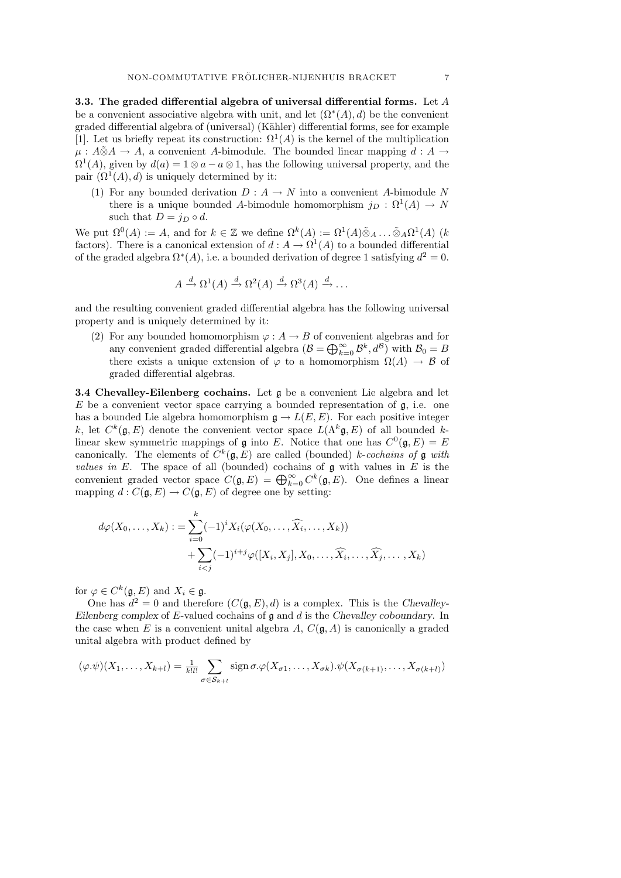**3.3. The graded differential algebra of universal differential forms.** Let $A$ be a convenient associative algebra with unit, and let $(\Omega^*(A), d)$ be the convenient graded differential algebra of (universal) (Kähler) differential forms, see for example [1]. Let us briefly repeat its construction: $\Omega^1(A)$ is the kernel of the multiplication $\mu : A\tilde{\otimes}A \to A$, a convenient $A$-bimodule. The bounded linear mapping $d : A \to \Omega^1(A)$, given by $d(a) = 1 \otimes a - a \otimes 1$, has the following universal property, and the pair $(\Omega^1(A), d)$ is uniquely determined by it:

(1) For any bounded derivation $D : A \to N$ into a convenient $A$-bimodule $N$ there is a unique bounded $A$-bimodule homomorphism $j_D : \Omega^1(A) \to N$ such that $D = j_D \circ d$.

We put $\Omega^0(A) := A$, and for $k \in \mathbb{Z}$ we define $\Omega^k(A) := \Omega^1(A)\tilde{\otimes}_A \dots \tilde{\otimes}_A\Omega^1(A)$ ($k$ factors). There is a canonical extension of $d : A \to \Omega^1(A)$ to a bounded differential of the graded algebra $\Omega^*(A)$, i.e. a bounded derivation of degree 1 satisfying $d^2 = 0$.

$$A \xrightarrow{d} \Omega^1(A) \xrightarrow{d} \Omega^2(A) \xrightarrow{d} \Omega^3(A) \xrightarrow{d} \dots$$

and the resulting convenient graded differential algebra has the following universal property and is uniquely determined by it:

(2) For any bounded homomorphism $\varphi : A \to B$ of convenient algebras and for any convenient graded differential algebra $(\mathcal{B} = \bigoplus_{k=0}^{\infty} \mathcal{B}^k, d^{\mathcal{B}})$ with $\mathcal{B}_0 = B$ there exists a unique extension of $\varphi$ to a homomorphism $\Omega(A) \to \mathcal{B}$ of graded differential algebras.

**3.4 Chevalley-Eilenberg cochains.** Let $\mathfrak{g}$ be a convenient Lie algebra and let $E$ be a convenient vector space carrying a bounded representation of $\mathfrak{g}$, i.e. one has a bounded Lie algebra homomorphism $\mathfrak{g} \to L(E, E)$. For each positive integer $k$, let $C^k(\mathfrak{g}, E)$ denote the convenient vector space $L(\Lambda^k\mathfrak{g}, E)$ of all bounded $k$-linear skew symmetric mappings of $\mathfrak{g}$ into $E$. Notice that one has $C^0(\mathfrak{g}, E) = E$ canonically. The elements of $C^k(\mathfrak{g}, E)$ are called (bounded) *$k$-cochains of $\mathfrak{g}$ with values in $E$*. The space of all (bounded) cochains of $\mathfrak{g}$ with values in $E$ is the convenient graded vector space $C(\mathfrak{g}, E) = \bigoplus_{k=0}^{\infty} C^k(\mathfrak{g}, E)$. One defines a linear mapping $d : C(\mathfrak{g}, E) \to C(\mathfrak{g}, E)$ of degree one by setting:

$$\begin{aligned} d\varphi(X_0, \dots, X_k) : &= \sum_{i=0}^{k} (-1)^i X_i(\varphi(X_0, \dots, \widehat{X_i}, \dots, X_k)) \\ &+ \sum_{i<j} (-1)^{i+j} \varphi([X_i, X_j], X_0, \dots, \widehat{X_i}, \dots, \widehat{X_j}, \dots, X_k) \end{aligned}$$

for $\varphi \in C^k(\mathfrak{g}, E)$ and $X_i \in \mathfrak{g}$.

One has $d^2 = 0$ and therefore $(C(\mathfrak{g}, E), d)$ is a complex. This is the *Chevalley-Eilenberg complex* of $E$-valued cochains of $\mathfrak{g}$ and $d$ is the *Chevalley coboundary*. In the case when $E$ is a convenient unital algebra $A$, $C(\mathfrak{g}, A)$ is canonically a graded unital algebra with product defined by

$$(\varphi.\psi)(X_1, \dots, X_{k+l}) = \tfrac{1}{k!l!} \sum_{\sigma \in \mathcal{S}_{k+l}} \operatorname{sign} \sigma.\varphi(X_{\sigma 1}, \dots, X_{\sigma k}).\psi(X_{\sigma(k+1)}, \dots, X_{\sigma(k+l)})$$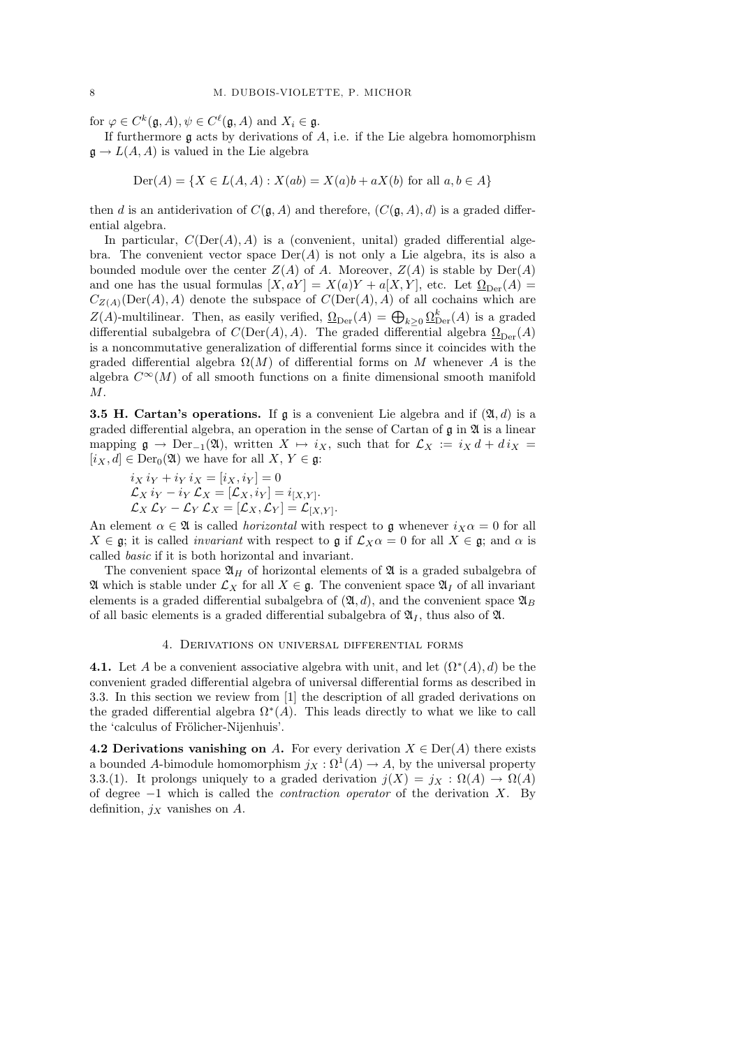for $\varphi \in C^k(\mathfrak{g}, A)$, $\psi \in C^\ell(\mathfrak{g}, A)$ and $X_i \in \mathfrak{g}$.

If furthermore $\mathfrak{g}$ acts by derivations of $A$, i.e. if the Lie algebra homomorphism $\mathfrak{g} \to L(A, A)$ is valued in the Lie algebra

$$\operatorname{Der}(A) = \{X \in L(A, A) : X(ab) = X(a)b + aX(b) \text{ for all } a, b \in A\}$$

then $d$ is an antiderivation of $C(\mathfrak{g}, A)$ and therefore, $(C(\mathfrak{g}, A), d)$ is a graded differential algebra.

In particular, $C(\operatorname{Der}(A), A)$ is a (convenient, unital) graded differential algebra. The convenient vector space $\operatorname{Der}(A)$ is not only a Lie algebra, its is also a bounded module over the center $Z(A)$ of $A$. Moreover, $Z(A)$ is stable by $\operatorname{Der}(A)$ and one has the usual formulas $[X, aY] = X(a)Y + a[X, Y]$, etc. Let $\underline{\Omega}_{\operatorname{Der}}(A) = C_{Z(A)}(\operatorname{Der}(A), A)$ denote the subspace of $C(\operatorname{Der}(A), A)$ of all cochains which are $Z(A)$-multilinear. Then, as easily verified, $\underline{\Omega}_{\operatorname{Der}}(A) = \bigoplus_{k \geq 0} \underline{\Omega}^k_{\operatorname{Der}}(A)$ is a graded differential subalgebra of $C(\operatorname{Der}(A), A)$. The graded differential algebra $\underline{\Omega}_{\operatorname{Der}}(A)$ is a noncommutative generalization of differential forms since it coincides with the graded differential algebra $\Omega(M)$ of differential forms on $M$ whenever $A$ is the algebra $C^\infty(M)$ of all smooth functions on a finite dimensional smooth manifold $M$.

**3.5 H. Cartan's operations.** If $\mathfrak{g}$ is a convenient Lie algebra and if $(\mathfrak{A}, d)$ is a graded differential algebra, an operation in the sense of Cartan of $\mathfrak{g}$ in $\mathfrak{A}$ is a linear mapping $\mathfrak{g} \to \operatorname{Der}_{-1}(\mathfrak{A})$, written $X \mapsto i_X$, such that for $\mathcal{L}_X := i_X\, d + d\, i_X = [i_X, d] \in \operatorname{Der}_0(\mathfrak{A})$ we have for all $X$, $Y \in \mathfrak{g}$:

$$i_X\, i_Y + i_Y\, i_X = [i_X, i_Y] = 0$$
$$\mathcal{L}_X\, i_Y - i_Y\, \mathcal{L}_X = [\mathcal{L}_X, i_Y] = i_{[X,Y]}.$$
$$\mathcal{L}_X\, \mathcal{L}_Y - \mathcal{L}_Y\, \mathcal{L}_X = [\mathcal{L}_X, \mathcal{L}_Y] = \mathcal{L}_{[X,Y]}.$$

An element $\alpha \in \mathfrak{A}$ is called *horizontal* with respect to $\mathfrak{g}$ whenever $i_X \alpha = 0$ for all $X \in \mathfrak{g}$; it is called *invariant* with respect to $\mathfrak{g}$ if $\mathcal{L}_X \alpha = 0$ for all $X \in \mathfrak{g}$; and $\alpha$ is called *basic* if it is both horizontal and invariant.

The convenient space $\mathfrak{A}_H$ of horizontal elements of $\mathfrak{A}$ is a graded subalgebra of $\mathfrak{A}$ which is stable under $\mathcal{L}_X$ for all $X \in \mathfrak{g}$. The convenient space $\mathfrak{A}_I$ of all invariant elements is a graded differential subalgebra of $(\mathfrak{A}, d)$, and the convenient space $\mathfrak{A}_B$ of all basic elements is a graded differential subalgebra of $\mathfrak{A}_I$, thus also of $\mathfrak{A}$.

## 4. Derivations on universal differential forms

**4.1.** Let $A$ be a convenient associative algebra with unit, and let $(\Omega^*(A), d)$ be the convenient graded differential algebra of universal differential forms as described in 3.3. In this section we review from [1] the description of all graded derivations on the graded differential algebra $\Omega^*(A)$. This leads directly to what we like to call the 'calculus of Frölicher-Nijenhuis'.

**4.2 Derivations vanishing on $A$.** For every derivation $X \in \operatorname{Der}(A)$ there exists a bounded $A$-bimodule homomorphism $j_X : \Omega^1(A) \to A$, by the universal property 3.3.(1). It prolongs uniquely to a graded derivation $j(X) = j_X : \Omega(A) \to \Omega(A)$ of degree $-1$ which is called the *contraction operator* of the derivation $X$. By definition, $j_X$ vanishes on $A$.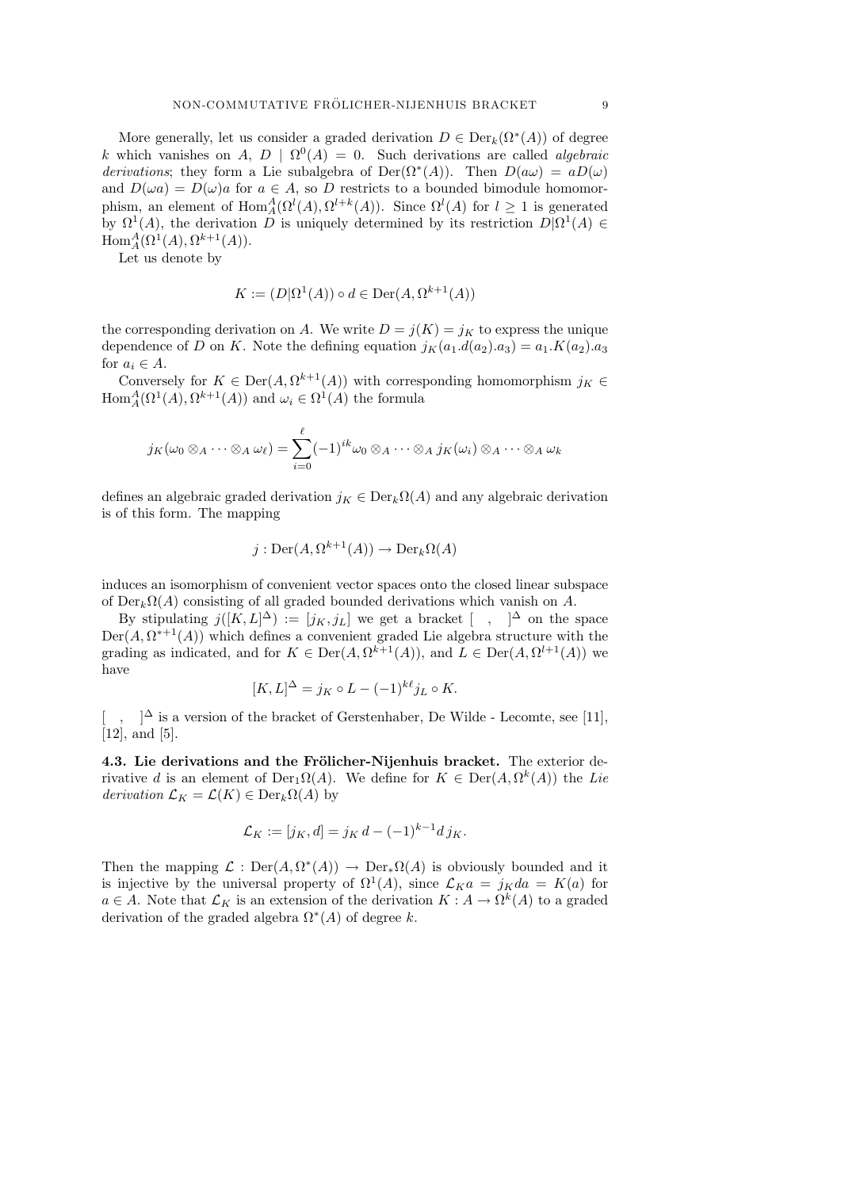More generally, let us consider a graded derivation $D \in \mathrm{Der}_k(\Omega^*(A))$ of degree $k$ which vanishes on $A$, $D \mid \Omega^0(A) = 0$. Such derivations are called *algebraic derivations*; they form a Lie subalgebra of $\mathrm{Der}(\Omega^*(A))$. Then $D(a\omega) = aD(\omega)$ and $D(\omega a) = D(\omega)a$ for $a \in A$, so $D$ restricts to a bounded bimodule homomorphism, an element of $\mathrm{Hom}^A_A(\Omega^l(A), \Omega^{l+k}(A))$. Since $\Omega^l(A)$ for $l \geq 1$ is generated by $\Omega^1(A)$, the derivation $D$ is uniquely determined by its restriction $D|\Omega^1(A) \in \mathrm{Hom}^A_A(\Omega^1(A), \Omega^{k+1}(A))$.

Let us denote by

$$K := (D|\Omega^1(A)) \circ d \in \mathrm{Der}(A, \Omega^{k+1}(A))$$

the corresponding derivation on $A$. We write $D = j(K) = j_K$ to express the unique dependence of $D$ on $K$. Note the defining equation $j_K(a_1.d(a_2).a_3) = a_1.K(a_2).a_3$ for $a_i \in A$.

Conversely for $K \in \mathrm{Der}(A, \Omega^{k+1}(A))$ with corresponding homomorphism $j_K \in \mathrm{Hom}^A_A(\Omega^1(A), \Omega^{k+1}(A))$ and $\omega_i \in \Omega^1(A)$ the formula

$$j_K(\omega_0 \otimes_A \cdots \otimes_A \omega_\ell) = \sum_{i=0}^{\ell} (-1)^{ik} \omega_0 \otimes_A \cdots \otimes_A j_K(\omega_i) \otimes_A \cdots \otimes_A \omega_k$$

defines an algebraic graded derivation $j_K \in \mathrm{Der}_k\Omega(A)$ and any algebraic derivation is of this form. The mapping

$$j : \mathrm{Der}(A, \Omega^{k+1}(A)) \to \mathrm{Der}_k\Omega(A)$$

induces an isomorphism of convenient vector spaces onto the closed linear subspace of $\mathrm{Der}_k\Omega(A)$ consisting of all graded bounded derivations which vanish on $A$.

By stipulating $j([K,L]^\Delta) := [j_K, j_L]$ we get a bracket $[\quad,\quad]^\Delta$ on the space $\mathrm{Der}(A, \Omega^{*+1}(A))$ which defines a convenient graded Lie algebra structure with the grading as indicated, and for $K \in \mathrm{Der}(A, \Omega^{k+1}(A))$, and $L \in \mathrm{Der}(A, \Omega^{l+1}(A))$ we have

$$[K,L]^\Delta = j_K \circ L - (-1)^{k\ell} j_L \circ K.$$

$[\quad,\quad]^\Delta$ is a version of the bracket of Gerstenhaber, De Wilde - Lecomte, see [11], [12], and [5].

**4.3. Lie derivations and the Frölicher-Nijenhuis bracket.** The exterior derivative $d$ is an element of $\mathrm{Der}_1\Omega(A)$. We define for $K \in \mathrm{Der}(A, \Omega^k(A))$ the *Lie derivation* $\mathcal{L}_K = \mathcal{L}(K) \in \mathrm{Der}_k\Omega(A)$ by

$$\mathcal{L}_K := [j_K, d] = j_K\, d - (-1)^{k-1} d\, j_K.$$

Then the mapping $\mathcal{L} : \mathrm{Der}(A, \Omega^*(A)) \to \mathrm{Der}_*\Omega(A)$ is obviously bounded and it is injective by the universal property of $\Omega^1(A)$, since $\mathcal{L}_K a = j_K da = K(a)$ for $a \in A$. Note that $\mathcal{L}_K$ is an extension of the derivation $K : A \to \Omega^k(A)$ to a graded derivation of the graded algebra $\Omega^*(A)$ of degree $k$.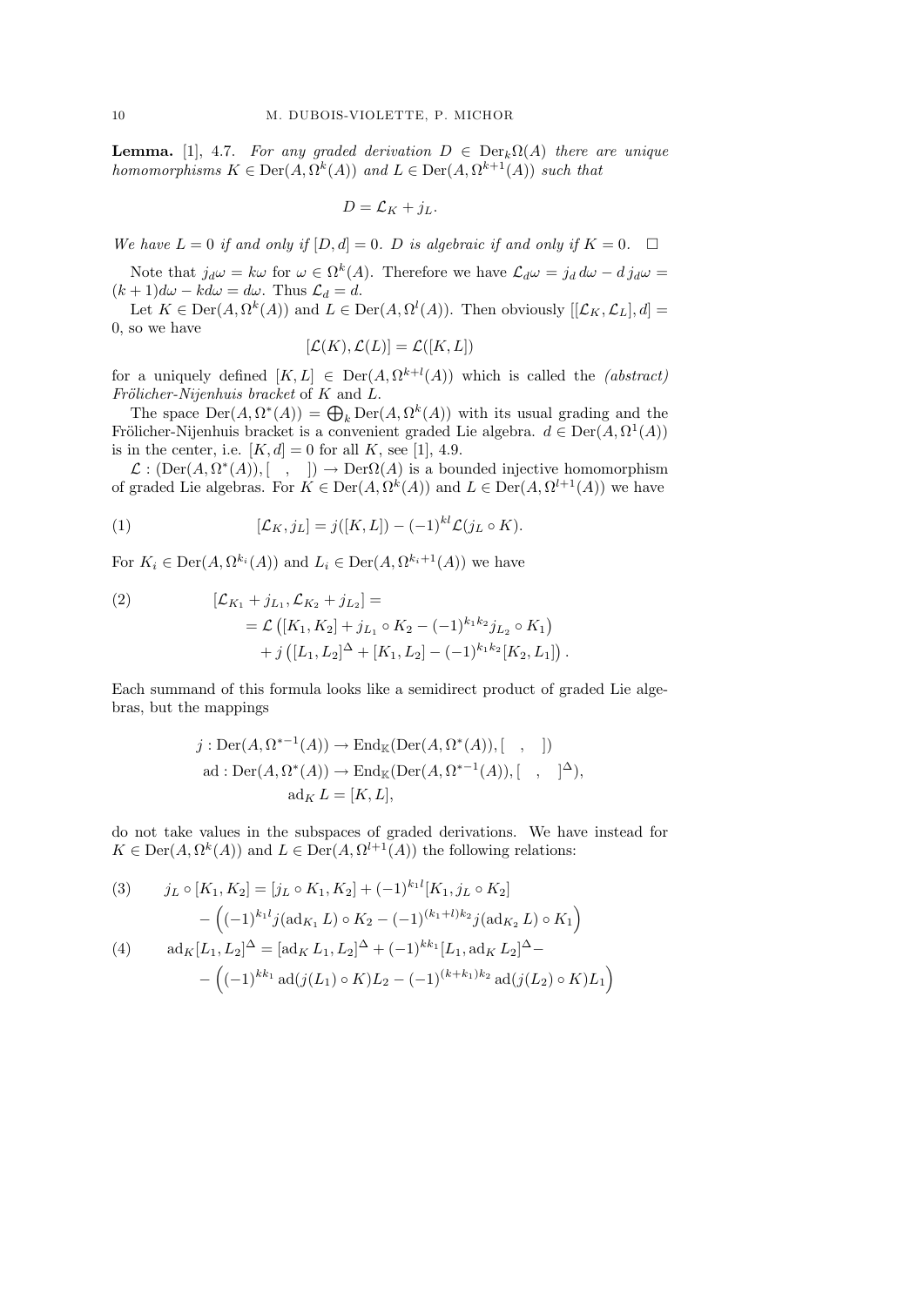**Lemma.** [1], 4.7. *For any graded derivation $D \in \operatorname{Der}_k\Omega(A)$ there are unique homomorphisms $K \in \operatorname{Der}(A, \Omega^k(A))$ and $L \in \operatorname{Der}(A, \Omega^{k+1}(A))$ such that*

$$D = \mathcal{L}_K + j_L.$$

*We have $L = 0$ if and only if $[D, d] = 0$. $D$ is algebraic if and only if $K = 0$.* $\square$

Note that $j_d\omega = k\omega$ for $\omega \in \Omega^k(A)$. Therefore we have $\mathcal{L}_d\omega = j_d\, d\omega - d\, j_d\omega = (k+1)d\omega - kd\omega = d\omega$. Thus $\mathcal{L}_d = d$.

Let $K \in \operatorname{Der}(A, \Omega^k(A))$ and $L \in \operatorname{Der}(A, \Omega^l(A))$. Then obviously $[[\mathcal{L}_K, \mathcal{L}_L], d] = 0$, so we have

$$[\mathcal{L}(K), \mathcal{L}(L)] = \mathcal{L}([K, L])$$

for a uniquely defined $[K, L] \in \operatorname{Der}(A, \Omega^{k+l}(A))$ which is called the *(abstract) Frölicher-Nijenhuis bracket* of $K$ and $L$.

The space $\operatorname{Der}(A, \Omega^*(A)) = \bigoplus_k \operatorname{Der}(A, \Omega^k(A))$ with its usual grading and the Frölicher-Nijenhuis bracket is a convenient graded Lie algebra. $d \in \operatorname{Der}(A, \Omega^1(A))$ is in the center, i.e. $[K, d] = 0$ for all $K$, see [1], 4.9.

$\mathcal{L} : (\operatorname{Der}(A, \Omega^*(A)), [\quad,\quad]) \to \operatorname{Der}\Omega(A)$ is a bounded injective homomorphism of graded Lie algebras. For $K \in \operatorname{Der}(A, \Omega^k(A))$ and $L \in \operatorname{Der}(A, \Omega^{l+1}(A))$ we have

$$[\mathcal{L}_K, j_L] = j([K, L]) - (-1)^{kl}\mathcal{L}(j_L \circ K). \tag{1}$$

For $K_i \in \operatorname{Der}(A, \Omega^{k_i}(A))$ and $L_i \in \operatorname{Der}(A, \Omega^{k_i+1}(A))$ we have

$$\begin{aligned}
&[\mathcal{L}_{K_1} + j_{L_1}, \mathcal{L}_{K_2} + j_{L_2}] = \\
&\qquad = \mathcal{L}\left([K_1, K_2] + j_{L_1} \circ K_2 - (-1)^{k_1 k_2} j_{L_2} \circ K_1\right) \\
&\qquad\quad + j\left([L_1, L_2]^\Delta + [K_1, L_2] - (-1)^{k_1 k_2}[K_2, L_1]\right).
\end{aligned} \tag{2}$$

Each summand of this formula looks like a semidirect product of graded Lie algebras, but the mappings

$$\begin{aligned}
j &: \operatorname{Der}(A, \Omega^{*-1}(A)) \to \operatorname{End}_{\mathbb{K}}(\operatorname{Der}(A, \Omega^*(A)), [\quad,\quad]) \\
\operatorname{ad} &: \operatorname{Der}(A, \Omega^*(A)) \to \operatorname{End}_{\mathbb{K}}(\operatorname{Der}(A, \Omega^{*-1}(A)), [\quad,\quad]^\Delta), \\
&\qquad \operatorname{ad}_K L = [K, L],
\end{aligned}$$

do not take values in the subspaces of graded derivations. We have instead for $K \in \operatorname{Der}(A, \Omega^k(A))$ and $L \in \operatorname{Der}(A, \Omega^{l+1}(A))$ the following relations:

$$\begin{aligned}
j_L \circ [K_1, K_2] &= [j_L \circ K_1, K_2] + (-1)^{k_1 l}[K_1, j_L \circ K_2] \\
&\quad - \left((-1)^{k_1 l} j(\operatorname{ad}_{K_1} L) \circ K_2 - (-1)^{(k_1+l)k_2} j(\operatorname{ad}_{K_2} L) \circ K_1\right)
\end{aligned} \tag{3}$$

$$\begin{aligned}
\operatorname{ad}_K [L_1, L_2]^\Delta &= [\operatorname{ad}_K L_1, L_2]^\Delta + (-1)^{k k_1}[L_1, \operatorname{ad}_K L_2]^\Delta - \\
&\quad - \left((-1)^{k k_1} \operatorname{ad}(j(L_1) \circ K) L_2 - (-1)^{(k+k_1)k_2} \operatorname{ad}(j(L_2) \circ K) L_1\right)
\end{aligned} \tag{4}$$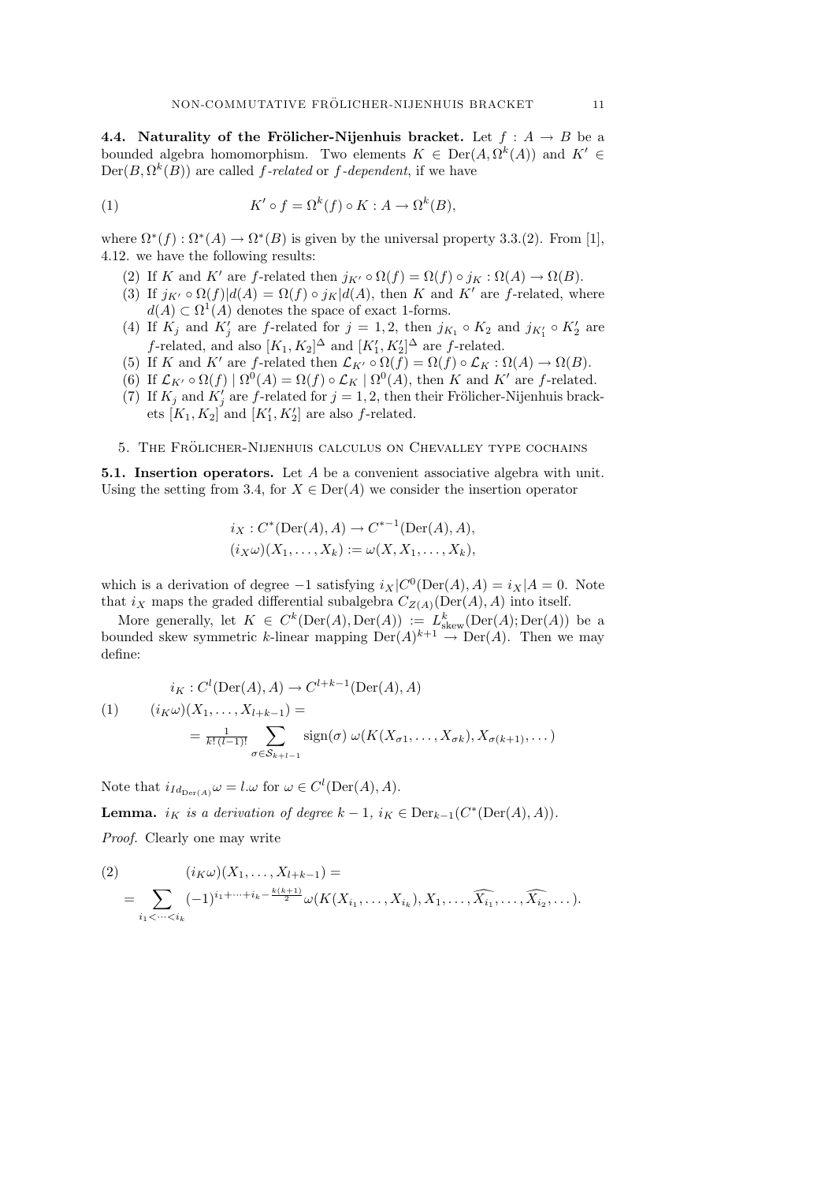**4.4. Naturality of the Frölicher-Nijenhuis bracket.** Let $f : A \to B$ be a bounded algebra homomorphism. Two elements $K \in \operatorname{Der}(A, \Omega^k(A))$ and $K' \in \operatorname{Der}(B, \Omega^k(B))$ are called *f-related* or *f-dependent*, if we have

$$K' \circ f = \Omega^k(f) \circ K : A \to \Omega^k(B), \tag{1}$$

where $\Omega^*(f) : \Omega^*(A) \to \Omega^*(B)$ is given by the universal property 3.3.(2). From [1], 4.12. we have the following results:

(2) If $K$ and $K'$ are $f$-related then $j_{K'} \circ \Omega(f) = \Omega(f) \circ j_K : \Omega(A) \to \Omega(B)$.

(3) If $j_{K'} \circ \Omega(f)|d(A) = \Omega(f) \circ j_K|d(A)$, then $K$ and $K'$ are $f$-related, where $d(A) \subset \Omega^1(A)$ denotes the space of exact 1-forms.

(4) If $K_j$ and $K'_j$ are $f$-related for $j = 1, 2$, then $j_{K_1} \circ K_2$ and $j_{K'_1} \circ K'_2$ are $f$-related, and also $[K_1, K_2]^\Delta$ and $[K'_1, K'_2]^\Delta$ are $f$-related.

(5) If $K$ and $K'$ are $f$-related then $\mathcal{L}_{K'} \circ \Omega(f) = \Omega(f) \circ \mathcal{L}_K : \Omega(A) \to \Omega(B)$.

(6) If $\mathcal{L}_{K'} \circ \Omega(f) \mid \Omega^0(A) = \Omega(f) \circ \mathcal{L}_K \mid \Omega^0(A)$, then $K$ and $K'$ are $f$-related.

(7) If $K_j$ and $K'_j$ are $f$-related for $j = 1, 2$, then their Frölicher-Nijenhuis brackets $[K_1, K_2]$ and $[K'_1, K'_2]$ are also $f$-related.

## 5. The Frölicher-Nijenhuis calculus on Chevalley type cochains

**5.1. Insertion operators.** Let $A$ be a convenient associative algebra with unit. Using the setting from 3.4, for $X \in \operatorname{Der}(A)$ we consider the insertion operator

$$i_X : C^*(\operatorname{Der}(A), A) \to C^{*-1}(\operatorname{Der}(A), A),$$
$$(i_X\omega)(X_1, \dots, X_k) := \omega(X, X_1, \dots, X_k),$$

which is a derivation of degree $-1$ satisfying $i_X|C^0(\operatorname{Der}(A), A) = i_X|A = 0$. Note that $i_X$ maps the graded differential subalgebra $C_{Z(A)}(\operatorname{Der}(A), A)$ into itself.

More generally, let $K \in C^k(\operatorname{Der}(A), \operatorname{Der}(A)) := L^k_{\text{skew}}(\operatorname{Der}(A); \operatorname{Der}(A))$ be a bounded skew symmetric $k$-linear mapping $\operatorname{Der}(A)^{k+1} \to \operatorname{Der}(A)$. Then we may define:

$$\begin{aligned}
&i_K : C^l(\operatorname{Der}(A), A) \to C^{l+k-1}(\operatorname{Der}(A), A) \\
&(i_K\omega)(X_1, \dots, X_{l+k-1}) = \\
&\quad = \tfrac{1}{k!\,(l-1)!} \sum_{\sigma \in \mathcal{S}_{k+l-1}} \operatorname{sign}(\sigma)\, \omega(K(X_{\sigma 1}, \dots, X_{\sigma k}), X_{\sigma(k+1)}, \dots)
\end{aligned} \tag{1}$$

Note that $i_{Id_{\operatorname{Der}(A)}}\omega = l.\omega$ for $\omega \in C^l(\operatorname{Der}(A), A)$.

**Lemma.** *$i_K$ is a derivation of degree $k-1$, $i_K \in \operatorname{Der}_{k-1}(C^*(\operatorname{Der}(A), A))$.*

*Proof.* Clearly one may write

$$\begin{aligned}
&(i_K\omega)(X_1, \dots, X_{l+k-1}) = \\
&= \sum_{i_1 < \dots < i_k} (-1)^{i_1 + \dots + i_k - \frac{k(k+1)}{2}} \omega(K(X_{i_1}, \dots, X_{i_k}), X_1, \dots, \widehat{X_{i_1}}, \dots, \widehat{X_{i_2}}, \dots).
\end{aligned} \tag{2}$$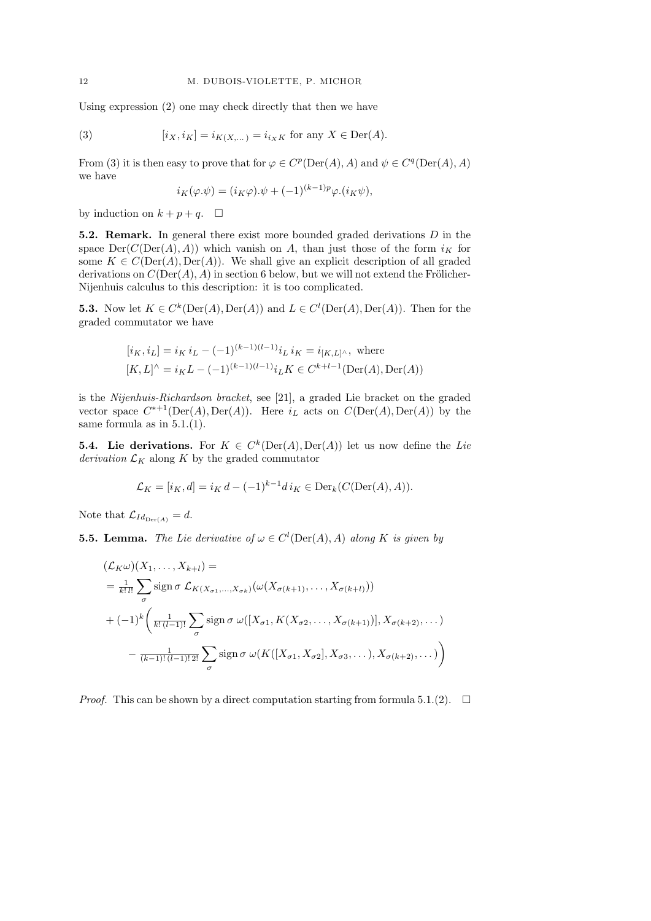Using expression (2) one may check directly that then we have

$$[i_X, i_K] = i_{K(X,\dots)} = i_{i_X K} \text{ for any } X \in \mathrm{Der}(A). \tag{3}$$

From (3) it is then easy to prove that for $\varphi \in C^p(\mathrm{Der}(A), A)$ and $\psi \in C^q(\mathrm{Der}(A), A)$ we have

$$i_K(\varphi.\psi) = (i_K\varphi).\psi + (-1)^{(k-1)p}\varphi.(i_K\psi),$$

by induction on $k + p + q$. $\square$

**5.2. Remark.** In general there exist more bounded graded derivations $D$ in the space $\mathrm{Der}(C(\mathrm{Der}(A), A))$ which vanish on $A$, than just those of the form $i_K$ for some $K \in C(\mathrm{Der}(A), \mathrm{Der}(A))$. We shall give an explicit description of all graded derivations on $C(\mathrm{Der}(A), A)$ in section 6 below, but we will not extend the Frölicher-Nijenhuis calculus to this description: it is too complicated.

**5.3.** Now let $K \in C^k(\mathrm{Der}(A), \mathrm{Der}(A))$ and $L \in C^l(\mathrm{Der}(A), \mathrm{Der}(A))$. Then for the graded commutator we have

$$[i_K, i_L] = i_K\, i_L - (-1)^{(k-1)(l-1)} i_L\, i_K = i_{[K,L]^\wedge}, \text{ where}$$
$$[K, L]^\wedge = i_K L - (-1)^{(k-1)(l-1)} i_L K \in C^{k+l-1}(\mathrm{Der}(A), \mathrm{Der}(A))$$

is the *Nijenhuis-Richardson bracket*, see [21], a graded Lie bracket on the graded vector space $C^{*+1}(\mathrm{Der}(A), \mathrm{Der}(A))$. Here $i_L$ acts on $C(\mathrm{Der}(A), \mathrm{Der}(A))$ by the same formula as in 5.1.(1).

**5.4. Lie derivations.** For $K \in C^k(\mathrm{Der}(A), \mathrm{Der}(A))$ let us now define the *Lie derivation* $\mathcal{L}_K$ along $K$ by the graded commutator

$$\mathcal{L}_K = [i_K, d] = i_K\, d - (-1)^{k-1} d\, i_K \in \mathrm{Der}_k(C(\mathrm{Der}(A), A)).$$

Note that $\mathcal{L}_{Id_{\mathrm{Der}(A)}} = d$.

**5.5. Lemma.** *The Lie derivative of $\omega \in C^l(\mathrm{Der}(A), A)$ along $K$ is given by*

$$
\begin{aligned}
&(\mathcal{L}_K\omega)(X_1, \dots, X_{k+l}) = \\
&= \tfrac{1}{k!\,l!} \sum_\sigma \operatorname{sign}\sigma\; \mathcal{L}_{K(X_{\sigma 1}, \dots, X_{\sigma k})}(\omega(X_{\sigma(k+1)}, \dots, X_{\sigma(k+l)})) \\
&+ (-1)^k \bigg( \tfrac{1}{k!\,(l-1)!} \sum_\sigma \operatorname{sign}\sigma\; \omega([X_{\sigma 1}, K(X_{\sigma 2}, \dots, X_{\sigma(k+1)})], X_{\sigma(k+2)}, \dots) \\
&\qquad - \tfrac{1}{(k-1)!\,(l-1)!\,2!} \sum_\sigma \operatorname{sign}\sigma\; \omega(K([X_{\sigma 1}, X_{\sigma 2}], X_{\sigma 3}, \dots), X_{\sigma(k+2)}, \dots) \bigg)
\end{aligned}
$$

*Proof.* This can be shown by a direct computation starting from formula 5.1.(2). $\square$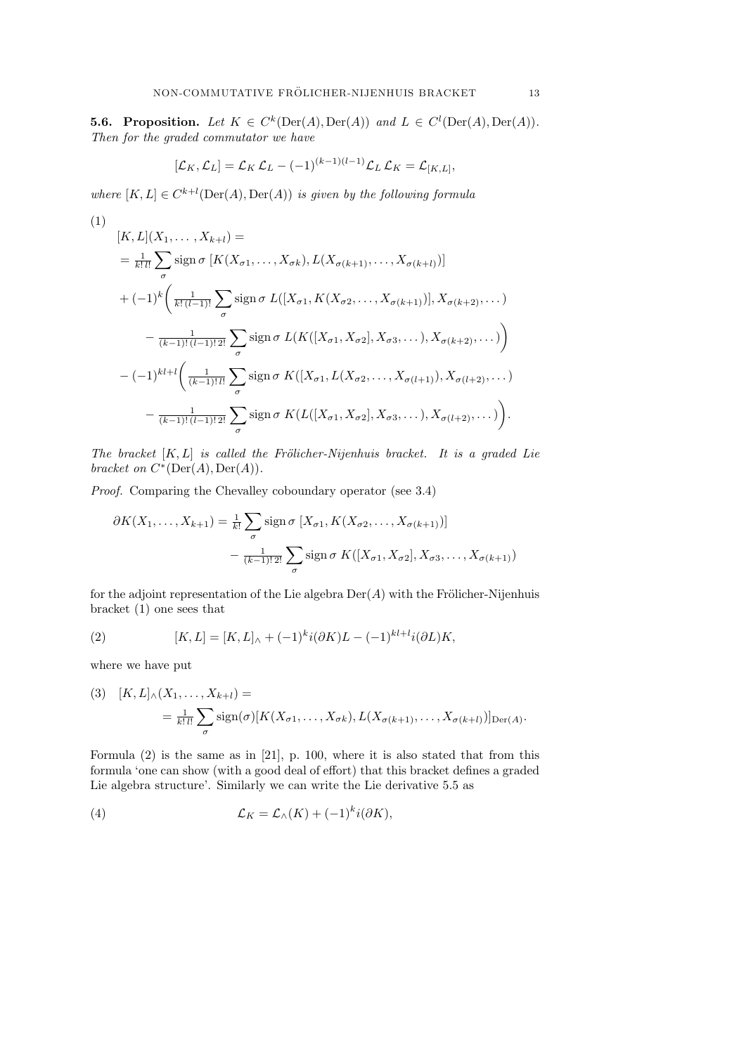**5.6. Proposition.** *Let $K \in C^k(\operatorname{Der}(A), \operatorname{Der}(A))$ and $L \in C^l(\operatorname{Der}(A), \operatorname{Der}(A))$. Then for the graded commutator we have*

$$[\mathcal{L}_K, \mathcal{L}_L] = \mathcal{L}_K\, \mathcal{L}_L - (-1)^{(k-1)(l-1)} \mathcal{L}_L\, \mathcal{L}_K = \mathcal{L}_{[K,L]},$$

*where $[K, L] \in C^{k+l}(\operatorname{Der}(A), \operatorname{Der}(A))$ is given by the following formula*

(1)
$$\begin{aligned}
&[K, L](X_1, \dots, X_{k+l}) = \\
&= \tfrac{1}{k!\,l!} \sum_\sigma \operatorname{sign}\sigma\; [K(X_{\sigma 1}, \dots, X_{\sigma k}), L(X_{\sigma(k+1)}, \dots, X_{\sigma(k+l)})] \\
&+ (-1)^k \Big( \tfrac{1}{k!\,(l-1)!} \sum_\sigma \operatorname{sign}\sigma\; L([X_{\sigma 1}, K(X_{\sigma 2}, \dots, X_{\sigma(k+1)})], X_{\sigma(k+2)}, \dots) \\
&\qquad - \tfrac{1}{(k-1)!\,(l-1)!\,2!} \sum_\sigma \operatorname{sign}\sigma\; L(K([X_{\sigma 1}, X_{\sigma 2}], X_{\sigma 3}, \dots), X_{\sigma(k+2)}, \dots) \Big) \\
&- (-1)^{kl+l} \Big( \tfrac{1}{(k-1)!\,l!} \sum_\sigma \operatorname{sign}\sigma\; K([X_{\sigma 1}, L(X_{\sigma 2}, \dots, X_{\sigma(l+1)}), X_{\sigma(l+2)}, \dots) \\
&\qquad - \tfrac{1}{(k-1)!\,(l-1)!\,2!} \sum_\sigma \operatorname{sign}\sigma\; K(L([X_{\sigma 1}, X_{\sigma 2}], X_{\sigma 3}, \dots), X_{\sigma(l+2)}, \dots) \Big).
\end{aligned}$$

*The bracket $[K, L]$ is called the Frölicher-Nijenhuis bracket. It is a graded Lie bracket on $C^*(\operatorname{Der}(A), \operatorname{Der}(A))$.*

*Proof.* Comparing the Chevalley coboundary operator (see 3.4)

$$\begin{aligned}
\partial K(X_1, \dots, X_{k+1}) &= \tfrac{1}{k!} \sum_\sigma \operatorname{sign}\sigma\; [X_{\sigma 1}, K(X_{\sigma 2}, \dots, X_{\sigma(k+1)})] \\
&\qquad - \tfrac{1}{(k-1)!\,2!} \sum_\sigma \operatorname{sign}\sigma\; K([X_{\sigma 1}, X_{\sigma 2}], X_{\sigma 3}, \dots, X_{\sigma(k+1)})
\end{aligned}$$

for the adjoint representation of the Lie algebra $\operatorname{Der}(A)$ with the Frölicher-Nijenhuis bracket (1) one sees that

$$[K, L] = [K, L]_\wedge + (-1)^k i(\partial K)L - (-1)^{kl+l} i(\partial L)K, \tag{2}$$

where we have put

$$\begin{aligned}
(3)\quad &[K, L]_\wedge(X_1, \dots, X_{k+l}) = \\
&\qquad = \tfrac{1}{k!\,l!} \sum_\sigma \operatorname{sign}(\sigma) [K(X_{\sigma 1}, \dots, X_{\sigma k}), L(X_{\sigma(k+1)}, \dots, X_{\sigma(k+l)})]_{\operatorname{Der}(A)}.
\end{aligned}$$

Formula (2) is the same as in [21], p. 100, where it is also stated that from this formula 'one can show (with a good deal of effort) that this bracket defines a graded Lie algebra structure'. Similarly we can write the Lie derivative 5.5 as

$$\mathcal{L}_K = \mathcal{L}_\wedge(K) + (-1)^k i(\partial K), \tag{4}$$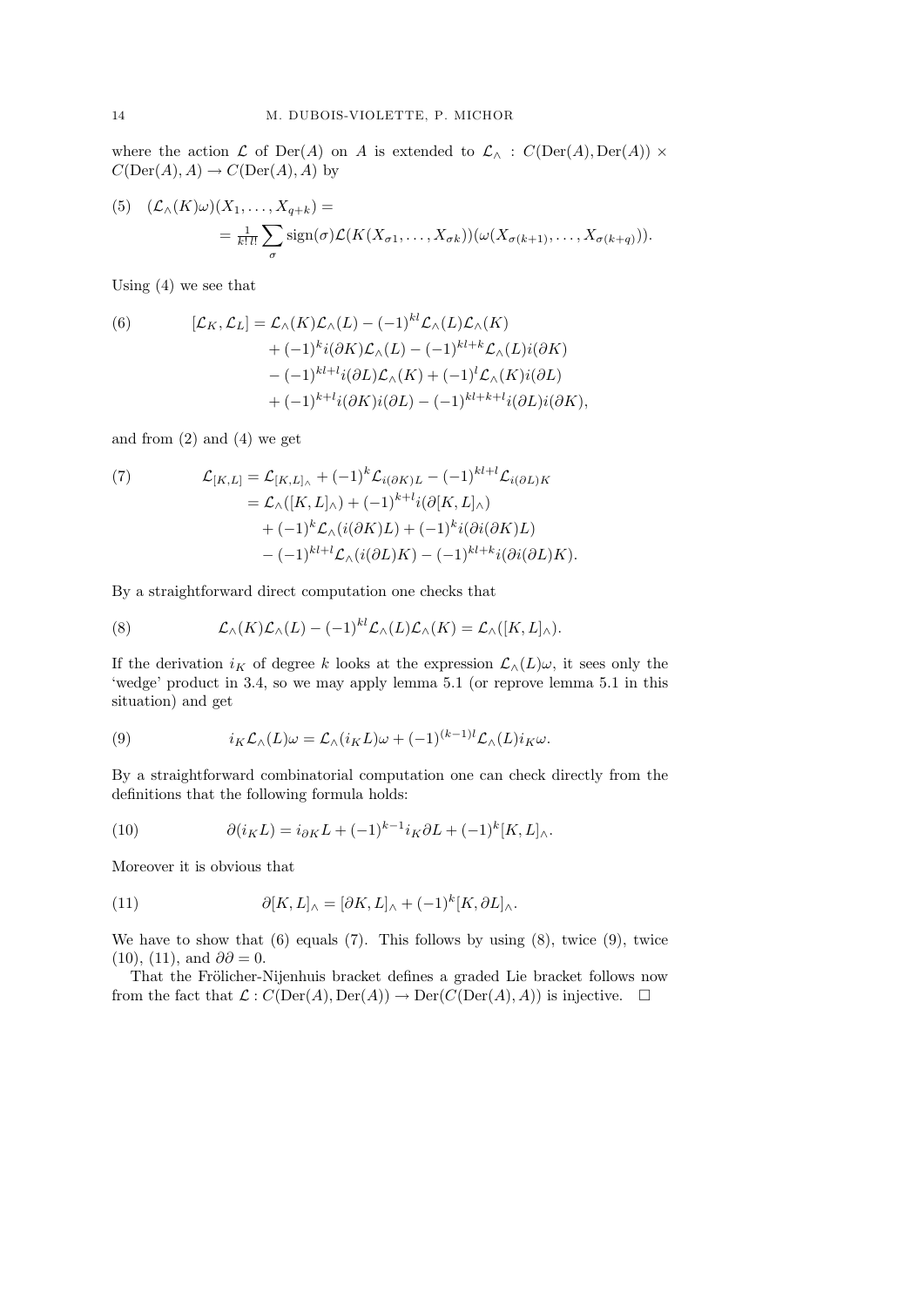where the action $\mathcal{L}$ of $\mathrm{Der}(A)$ on $A$ is extended to $\mathcal{L}_\wedge : C(\mathrm{Der}(A), \mathrm{Der}(A)) \times C(\mathrm{Der}(A), A) \to C(\mathrm{Der}(A), A)$ by

$$
\begin{aligned}
(5)\quad (\mathcal{L}_\wedge(K)\omega)(X_1, \dots, X_{q+k}) &= \\
&= \tfrac{1}{k!\,l!} \sum_\sigma \operatorname{sign}(\sigma) \mathcal{L}(K(X_{\sigma 1}, \dots, X_{\sigma k}))(\omega(X_{\sigma(k+1)}, \dots, X_{\sigma(k+q)})).
\end{aligned}
$$

Using (4) we see that

$$
\begin{aligned}
(6)\qquad [\mathcal{L}_K, \mathcal{L}_L] &= \mathcal{L}_\wedge(K)\mathcal{L}_\wedge(L) - (-1)^{kl}\mathcal{L}_\wedge(L)\mathcal{L}_\wedge(K) \\
&\quad + (-1)^k i(\partial K)\mathcal{L}_\wedge(L) - (-1)^{kl+k}\mathcal{L}_\wedge(L) i(\partial K) \\
&\quad - (-1)^{kl+l} i(\partial L)\mathcal{L}_\wedge(K) + (-1)^l \mathcal{L}_\wedge(K) i(\partial L) \\
&\quad + (-1)^{k+l} i(\partial K) i(\partial L) - (-1)^{kl+k+l} i(\partial L) i(\partial K),
\end{aligned}
$$

and from (2) and (4) we get

$$
\begin{aligned}
(7)\qquad \mathcal{L}_{[K,L]} &= \mathcal{L}_{[K,L]_\wedge} + (-1)^k \mathcal{L}_{i(\partial K)L} - (-1)^{kl+l}\mathcal{L}_{i(\partial L)K} \\
&= \mathcal{L}_\wedge([K,L]_\wedge) + (-1)^{k+l} i(\partial [K,L]_\wedge) \\
&\quad + (-1)^k \mathcal{L}_\wedge(i(\partial K)L) + (-1)^k i(\partial i(\partial K)L) \\
&\quad - (-1)^{kl+l}\mathcal{L}_\wedge(i(\partial L)K) - (-1)^{kl+k} i(\partial i(\partial L)K).
\end{aligned}
$$

By a straightforward direct computation one checks that

$$
(8)\qquad \mathcal{L}_\wedge(K)\mathcal{L}_\wedge(L) - (-1)^{kl}\mathcal{L}_\wedge(L)\mathcal{L}_\wedge(K) = \mathcal{L}_\wedge([K,L]_\wedge).
$$

If the derivation $i_K$ of degree $k$ looks at the expression $\mathcal{L}_\wedge(L)\omega$, it sees only the 'wedge' product in 3.4, so we may apply lemma 5.1 (or reprove lemma 5.1 in this situation) and get

$$
(9)\qquad i_K \mathcal{L}_\wedge(L)\omega = \mathcal{L}_\wedge(i_K L)\omega + (-1)^{(k-1)l}\mathcal{L}_\wedge(L) i_K \omega.
$$

By a straightforward combinatorial computation one can check directly from the definitions that the following formula holds:

$$
(10)\qquad \partial(i_K L) = i_{\partial K} L + (-1)^{k-1} i_K \partial L + (-1)^k [K,L]_\wedge.
$$

Moreover it is obvious that

$$
(11)\qquad \partial [K,L]_\wedge = [\partial K, L]_\wedge + (-1)^k [K, \partial L]_\wedge.
$$

We have to show that (6) equals (7). This follows by using (8), twice (9), twice (10), (11), and $\partial\partial = 0$.

That the Frölicher-Nijenhuis bracket defines a graded Lie bracket follows now from the fact that $\mathcal{L} : C(\mathrm{Der}(A), \mathrm{Der}(A)) \to \mathrm{Der}(C(\mathrm{Der}(A), A))$ is injective. $\square$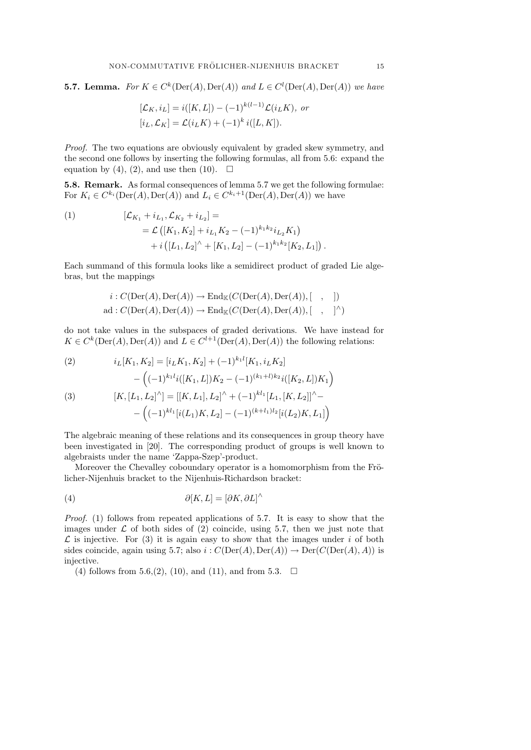**5.7. Lemma.** *For $K \in C^k(\mathrm{Der}(A), \mathrm{Der}(A))$ and $L \in C^l(\mathrm{Der}(A), \mathrm{Der}(A))$ we have*

$$
\begin{aligned}
&[\mathcal{L}_K, i_L] = i([K, L]) - (-1)^{k(l-1)}\mathcal{L}(i_L K), \text{ or} \\
&[i_L, \mathcal{L}_K] = \mathcal{L}(i_L K) + (-1)^k\, i([L, K]).
\end{aligned}
$$

*Proof.* The two equations are obviously equivalent by graded skew symmetry, and the second one follows by inserting the following formulas, all from 5.6: expand the equation by (4), (2), and use then (10). $\square$

**5.8. Remark.** As formal consequences of lemma 5.7 we get the following formulae: For $K_i \in C^{k_i}(\mathrm{Der}(A), \mathrm{Der}(A))$ and $L_i \in C^{k_i+1}(\mathrm{Der}(A), \mathrm{Der}(A))$ we have

$$
\begin{aligned}
(1) \qquad & [\mathcal{L}_{K_1} + i_{L_1}, \mathcal{L}_{K_2} + i_{L_2}] = \\
&\quad = \mathcal{L}\left([K_1, K_2] + i_{L_1} K_2 - (-1)^{k_1 k_2} i_{L_2} K_1\right) \\
&\qquad + i\left([L_1, L_2]^\wedge + [K_1, L_2] - (-1)^{k_1 k_2}[K_2, L_1]\right).
\end{aligned}
$$

Each summand of this formula looks like a semidirect product of graded Lie algebras, but the mappings

$$
\begin{aligned}
i &: C(\mathrm{Der}(A), \mathrm{Der}(A)) \to \mathrm{End}_{\mathbb{K}}(C(\mathrm{Der}(A), \mathrm{Der}(A)), [\quad,\quad]) \\
\mathrm{ad} &: C(\mathrm{Der}(A), \mathrm{Der}(A)) \to \mathrm{End}_{\mathbb{K}}(C(\mathrm{Der}(A), \mathrm{Der}(A)), [\quad,\quad]^\wedge)
\end{aligned}
$$

do not take values in the subspaces of graded derivations. We have instead for $K \in C^k(\mathrm{Der}(A), \mathrm{Der}(A))$ and $L \in C^{l+1}(\mathrm{Der}(A), \mathrm{Der}(A))$ the following relations:

$$
\begin{aligned}
(2) \qquad & i_L[K_1, K_2] = [i_L K_1, K_2] + (-1)^{k_1 l}[K_1, i_L K_2] \\
&\qquad - \Big((-1)^{k_1 l} i([K_1, L]) K_2 - (-1)^{(k_1+l)k_2} i([K_2, L]) K_1\Big) \\
(3) \qquad & [K, [L_1, L_2]^\wedge] = [[K, L_1], L_2]^\wedge + (-1)^{k l_1}[L_1, [K, L_2]]^\wedge - \\
&\qquad - \Big((-1)^{k l_1}[i(L_1)K, L_2] - (-1)^{(k+l_1)l_2}[i(L_2)K, L_1]\Big)
\end{aligned}
$$

The algebraic meaning of these relations and its consequences in group theory have been investigated in [20]. The corresponding product of groups is well known to algebraists under the name 'Zappa-Szep'-product.

Moreover the Chevalley coboundary operator is a homomorphism from the Frölicher-Nijenhuis bracket to the Nijenhuis-Richardson bracket:

$$
(4) \qquad \partial[K, L] = [\partial K, \partial L]^\wedge
$$

*Proof.* (1) follows from repeated applications of 5.7. It is easy to show that the images under $\mathcal{L}$ of both sides of (2) coincide, using 5.7, then we just note that $\mathcal{L}$ is injective. For (3) it is again easy to show that the images under $i$ of both sides coincide, again using 5.7; also $i : C(\mathrm{Der}(A), \mathrm{Der}(A)) \to \mathrm{Der}(C(\mathrm{Der}(A), A))$ is injective.

(4) follows from 5.6,(2), (10), and (11), and from 5.3. $\square$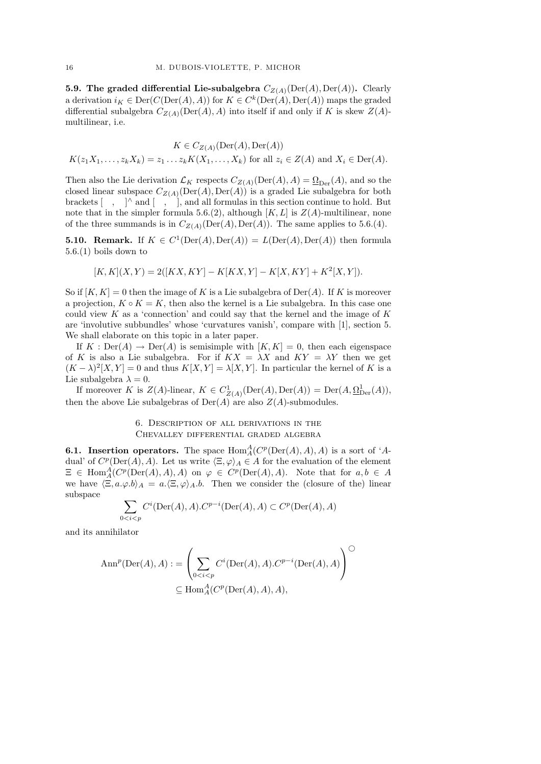**5.9. The graded differential Lie-subalgebra $C_{Z(A)}(\mathrm{Der}(A), \mathrm{Der}(A))$.** Clearly a derivation $i_K \in \mathrm{Der}(C(\mathrm{Der}(A), A))$ for $K \in C^k(\mathrm{Der}(A), \mathrm{Der}(A))$ maps the graded differential subalgebra $C_{Z(A)}(\mathrm{Der}(A), A)$ into itself if and only if $K$ is skew $Z(A)$-multilinear, i.e.

$$K \in C_{Z(A)}(\mathrm{Der}(A), \mathrm{Der}(A))$$
$$K(z_1X_1, \dots, z_kX_k) = z_1 \dots z_k K(X_1, \dots, X_k) \text{ for all } z_i \in Z(A) \text{ and } X_i \in \mathrm{Der}(A).$$

Then also the Lie derivation $\mathcal{L}_K$ respects $C_{Z(A)}(\mathrm{Der}(A), A) = \underline{\Omega}_{\mathrm{Der}}(A)$, and so the closed linear subspace $C_{Z(A)}(\mathrm{Der}(A), \mathrm{Der}(A))$ is a graded Lie subalgebra for both brackets $[\quad,\quad]^\wedge$ and $[\quad,\quad]$, and all formulas in this section continue to hold. But note that in the simpler formula 5.6.(2), although $[K, L]$ is $Z(A)$-multilinear, none of the three summands is in $C_{Z(A)}(\mathrm{Der}(A), \mathrm{Der}(A))$. The same applies to 5.6.(4).

**5.10. Remark.** If $K \in C^1(\mathrm{Der}(A), \mathrm{Der}(A)) = L(\mathrm{Der}(A), \mathrm{Der}(A))$ then formula 5.6.(1) boils down to

$$[K, K](X, Y) = 2([KX, KY] - K[KX, Y] - K[X, KY] + K^2[X, Y]).$$

So if $[K, K] = 0$ then the image of $K$ is a Lie subalgebra of $\mathrm{Der}(A)$. If $K$ is moreover a projection, $K \circ K = K$, then also the kernel is a Lie subalgebra. In this case one could view $K$ as a 'connection' and could say that the kernel and the image of $K$ are 'involutive subbundles' whose 'curvatures vanish', compare with [1], section 5. We shall elaborate on this topic in a later paper.

If $K : \mathrm{Der}(A) \to \mathrm{Der}(A)$ is semisimple with $[K, K] = 0$, then each eigenspace of $K$ is also a Lie subalgebra. For if $KX = \lambda X$ and $KY = \lambda Y$ then we get $(K - \lambda)^2[X, Y] = 0$ and thus $K[X, Y] = \lambda[X, Y]$. In particular the kernel of $K$ is a Lie subalgebra $\lambda = 0$.

If moreover $K$ is $Z(A)$-linear, $K \in C^1_{Z(A)}(\mathrm{Der}(A), \mathrm{Der}(A)) = \mathrm{Der}(A, \underline{\Omega}^1_{\mathrm{Der}}(A))$, then the above Lie subalgebras of $\mathrm{Der}(A)$ are also $Z(A)$-submodules.

## 6. Description of all derivations in the Chevalley differential graded algebra

**6.1. Insertion operators.** The space $\mathrm{Hom}^A_A(C^p(\mathrm{Der}(A), A), A)$ is a sort of '$A$-dual' of $C^p(\mathrm{Der}(A), A)$. Let us write $\langle \Xi, \varphi \rangle_A \in A$ for the evaluation of the element $\Xi \in \mathrm{Hom}^A_A(C^p(\mathrm{Der}(A), A), A)$ on $\varphi \in C^p(\mathrm{Der}(A), A)$. Note that for $a, b \in A$ we have $\langle \Xi, a.\varphi.b \rangle_A = a.\langle \Xi, \varphi \rangle_A.b$. Then we consider the (closure of the) linear subspace

$$\sum_{0<i<p} C^i(\mathrm{Der}(A), A).C^{p-i}(\mathrm{Der}(A), A) \subset C^p(\mathrm{Der}(A), A)$$

and its annihilator

$$\mathrm{Ann}^p(\mathrm{Der}(A), A) := \left( \sum_{0<i<p} C^i(\mathrm{Der}(A), A).C^{p-i}(\mathrm{Der}(A), A) \right)^{\bigcirc}$$
$$\subseteq \mathrm{Hom}^A_A(C^p(\mathrm{Der}(A), A), A),$$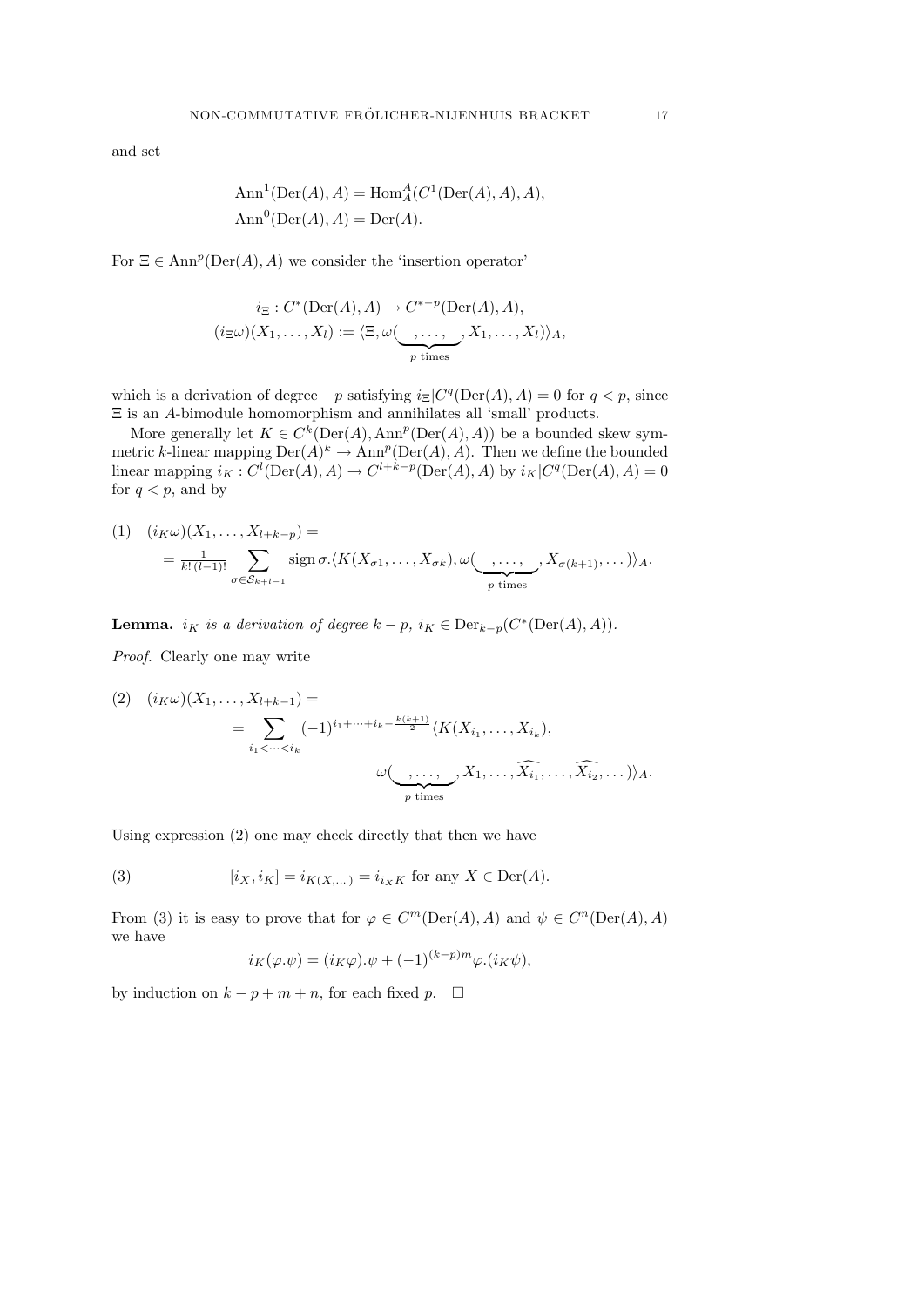and set

$$
\begin{aligned}
&\operatorname{Ann}^1(\operatorname{Der}(A), A) = \operatorname{Hom}_A^A(C^1(\operatorname{Der}(A), A), A),\\
&\operatorname{Ann}^0(\operatorname{Der}(A), A) = \operatorname{Der}(A).
\end{aligned}
$$

For $\Xi \in \operatorname{Ann}^p(\operatorname{Der}(A), A)$ we consider the 'insertion operator'

$$
\begin{aligned}
i_\Xi &: C^*(\operatorname{Der}(A), A) \to C^{*-p}(\operatorname{Der}(A), A),\\
(i_\Xi \omega)(X_1, \dots, X_l) &:= \langle \Xi, \omega(\underbrace{\ ,\dots,\ }_{p \text{ times}}, X_1, \dots, X_l)\rangle_A,
\end{aligned}
$$

which is a derivation of degree $-p$ satisfying $i_\Xi | C^q(\operatorname{Der}(A), A) = 0$ for $q < p$, since $\Xi$ is an $A$-bimodule homomorphism and annihilates all 'small' products.

More generally let $K \in C^k(\operatorname{Der}(A), \operatorname{Ann}^p(\operatorname{Der}(A), A))$ be a bounded skew symmetric $k$-linear mapping $\operatorname{Der}(A)^k \to \operatorname{Ann}^p(\operatorname{Der}(A), A)$. Then we define the bounded linear mapping $i_K : C^l(\operatorname{Der}(A), A) \to C^{l+k-p}(\operatorname{Der}(A), A)$ by $i_K | C^q(\operatorname{Der}(A), A) = 0$ for $q < p$, and by

$$
\begin{aligned}
(1)\quad &(i_K \omega)(X_1, \dots, X_{l+k-p}) =\\
&= \tfrac{1}{k!\,(l-1)!} \sum_{\sigma \in \mathcal{S}_{k+l-1}} \operatorname{sign}\sigma . \langle K(X_{\sigma 1}, \dots, X_{\sigma k}), \omega(\underbrace{\ ,\dots,\ }_{p \text{ times}}, X_{\sigma(k+1)}, \dots)\rangle_A.
\end{aligned}
$$

**Lemma.** *$i_K$ is a derivation of degree $k-p$, $i_K \in \operatorname{Der}_{k-p}(C^*(\operatorname{Der}(A), A))$.*

*Proof.* Clearly one may write

$$
\begin{aligned}
(2)\quad &(i_K \omega)(X_1, \dots, X_{l+k-1}) =\\
&= \sum_{i_1 < \dots < i_k} (-1)^{i_1 + \dots + i_k - \frac{k(k+1)}{2}} \langle K(X_{i_1}, \dots, X_{i_k}),\\
&\qquad\qquad \omega(\underbrace{\ ,\dots,\ }_{p \text{ times}}, X_1, \dots, \widehat{X_{i_1}}, \dots, \widehat{X_{i_2}}, \dots)\rangle_A.
\end{aligned}
$$

Using expression (2) one may check directly that then we have

$$
(3)\qquad [i_X, i_K] = i_{K(X, \dots)} = i_{i_X K} \text{ for any } X \in \operatorname{Der}(A).
$$

From (3) it is easy to prove that for $\varphi \in C^m(\operatorname{Der}(A), A)$ and $\psi \in C^n(\operatorname{Der}(A), A)$ we have

$$
i_K(\varphi . \psi) = (i_K \varphi) . \psi + (-1)^{(k-p)m} \varphi . (i_K \psi),
$$

by induction on $k - p + m + n$, for each fixed $p$. $\square$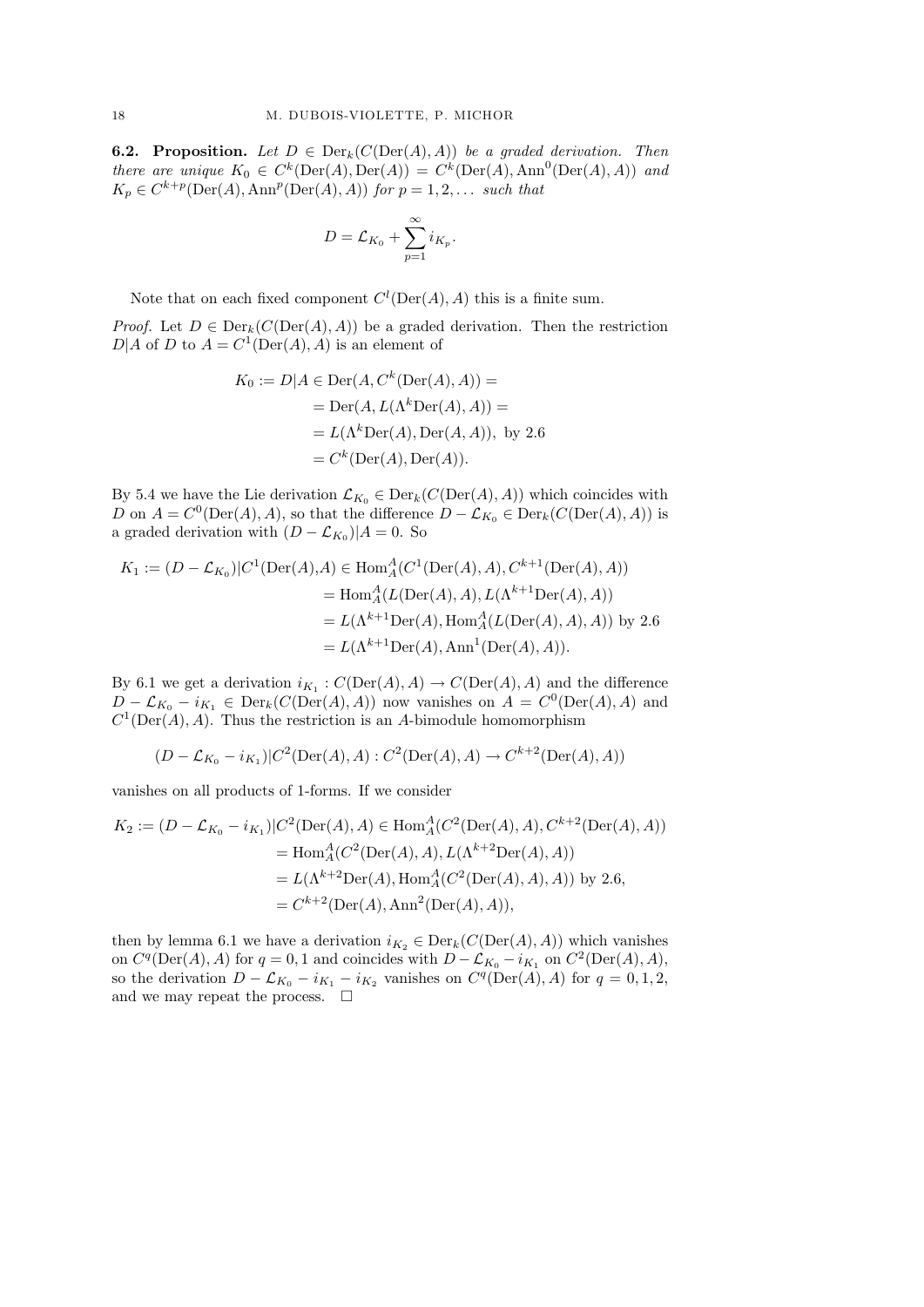**6.2. Proposition.** *Let $D \in \operatorname{Der}_k(C(\operatorname{Der}(A), A))$ be a graded derivation. Then there are unique $K_0 \in C^k(\operatorname{Der}(A), \operatorname{Der}(A)) = C^k(\operatorname{Der}(A), \operatorname{Ann}^0(\operatorname{Der}(A), A))$ and $K_p \in C^{k+p}(\operatorname{Der}(A), \operatorname{Ann}^p(\operatorname{Der}(A), A))$ for $p = 1, 2, \dots$ such that*

$$D = \mathcal{L}_{K_0} + \sum_{p=1}^{\infty} i_{K_p}.$$

Note that on each fixed component $C^l(\operatorname{Der}(A), A)$ this is a finite sum.

*Proof.* Let $D \in \operatorname{Der}_k(C(\operatorname{Der}(A), A))$ be a graded derivation. Then the restriction $D|A$ of $D$ to $A = C^1(\operatorname{Der}(A), A)$ is an element of

$$\begin{aligned}
K_0 := D|A \in \operatorname{Der}(A, C^k(\operatorname{Der}(A), A)) &= \\
&= \operatorname{Der}(A, L(\Lambda^k \operatorname{Der}(A), A)) = \\
&= L(\Lambda^k \operatorname{Der}(A), \operatorname{Der}(A, A)), \text{ by 2.6} \\
&= C^k(\operatorname{Der}(A), \operatorname{Der}(A)).
\end{aligned}$$

By 5.4 we have the Lie derivation $\mathcal{L}_{K_0} \in \operatorname{Der}_k(C(\operatorname{Der}(A), A))$ which coincides with $D$ on $A = C^0(\operatorname{Der}(A), A)$, so that the difference $D - \mathcal{L}_{K_0} \in \operatorname{Der}_k(C(\operatorname{Der}(A), A))$ is a graded derivation with $(D - \mathcal{L}_{K_0})|A = 0$. So

$$\begin{aligned}
K_1 := (D - \mathcal{L}_{K_0})|C^1(\operatorname{Der}(A), A) &\in \operatorname{Hom}_A^A(C^1(\operatorname{Der}(A), A), C^{k+1}(\operatorname{Der}(A), A)) \\
&= \operatorname{Hom}_A^A(L(\operatorname{Der}(A), A), L(\Lambda^{k+1} \operatorname{Der}(A), A)) \\
&= L(\Lambda^{k+1} \operatorname{Der}(A), \operatorname{Hom}_A^A(L(\operatorname{Der}(A), A), A)) \text{ by 2.6} \\
&= L(\Lambda^{k+1} \operatorname{Der}(A), \operatorname{Ann}^1(\operatorname{Der}(A), A)).
\end{aligned}$$

By 6.1 we get a derivation $i_{K_1} : C(\operatorname{Der}(A), A) \to C(\operatorname{Der}(A), A)$ and the difference $D - \mathcal{L}_{K_0} - i_{K_1} \in \operatorname{Der}_k(C(\operatorname{Der}(A), A))$ now vanishes on $A = C^0(\operatorname{Der}(A), A)$ and $C^1(\operatorname{Der}(A), A)$. Thus the restriction is an $A$-bimodule homomorphism

$$(D - \mathcal{L}_{K_0} - i_{K_1})|C^2(\operatorname{Der}(A), A) : C^2(\operatorname{Der}(A), A) \to C^{k+2}(\operatorname{Der}(A), A))$$

vanishes on all products of 1-forms. If we consider

$$\begin{aligned}
K_2 := (D - \mathcal{L}_{K_0} - i_{K_1})|C^2(\operatorname{Der}(A), A) &\in \operatorname{Hom}_A^A(C^2(\operatorname{Der}(A), A), C^{k+2}(\operatorname{Der}(A), A)) \\
&= \operatorname{Hom}_A^A(C^2(\operatorname{Der}(A), A), L(\Lambda^{k+2} \operatorname{Der}(A), A)) \\
&= L(\Lambda^{k+2} \operatorname{Der}(A), \operatorname{Hom}_A^A(C^2(\operatorname{Der}(A), A), A)) \text{ by 2.6,} \\
&= C^{k+2}(\operatorname{Der}(A), \operatorname{Ann}^2(\operatorname{Der}(A), A)),
\end{aligned}$$

then by lemma 6.1 we have a derivation $i_{K_2} \in \operatorname{Der}_k(C(\operatorname{Der}(A), A))$ which vanishes on $C^q(\operatorname{Der}(A), A)$ for $q = 0, 1$ and coincides with $D - \mathcal{L}_{K_0} - i_{K_1}$ on $C^2(\operatorname{Der}(A), A)$, so the derivation $D - \mathcal{L}_{K_0} - i_{K_1} - i_{K_2}$ vanishes on $C^q(\operatorname{Der}(A), A)$ for $q = 0, 1, 2$, and we may repeat the process. $\square$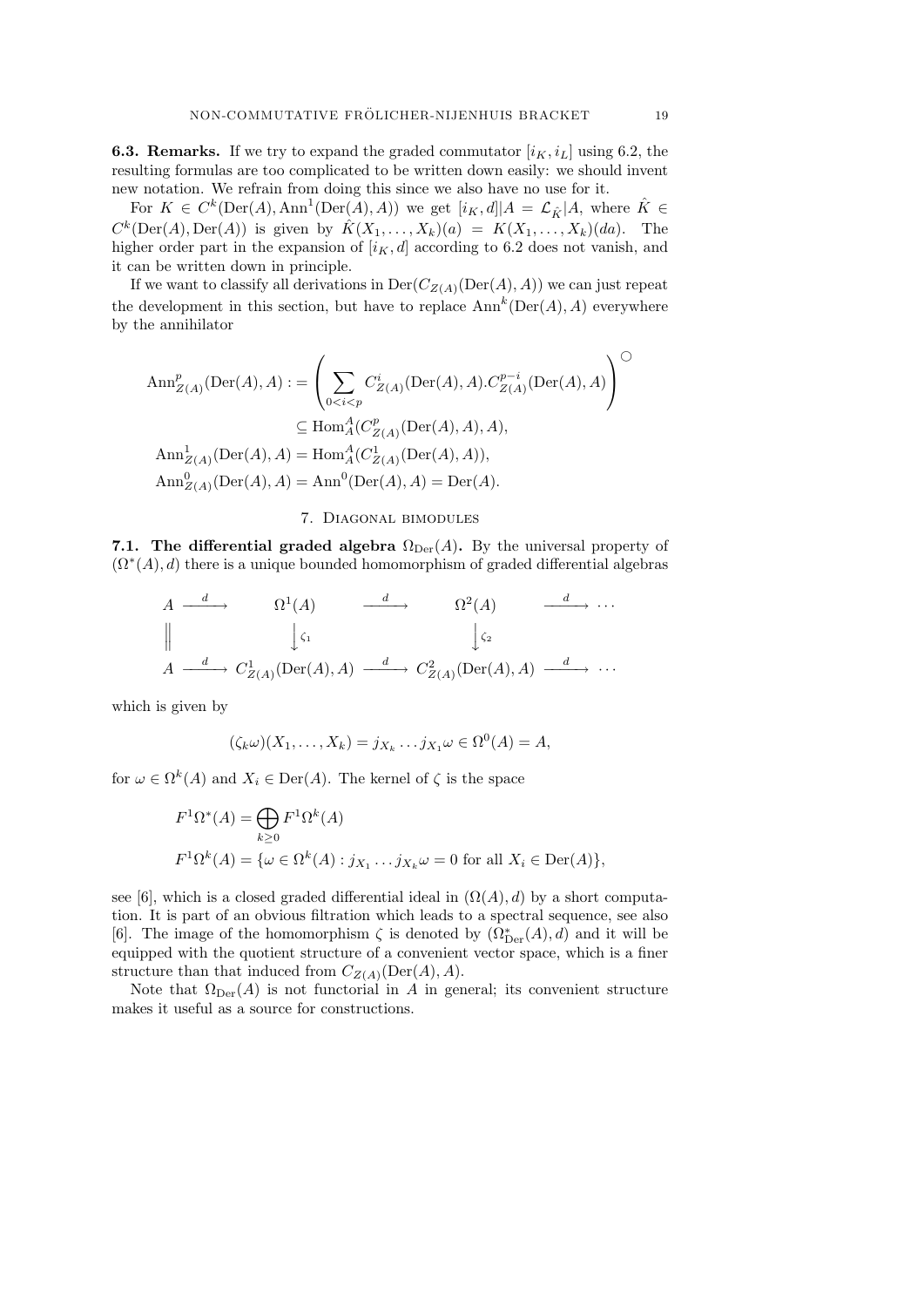**6.3. Remarks.** If we try to expand the graded commutator $[i_K, i_L]$ using 6.2, the resulting formulas are too complicated to be written down easily: we should invent new notation. We refrain from doing this since we also have no use for it.

For $K \in C^k(\mathrm{Der}(A), \mathrm{Ann}^1(\mathrm{Der}(A), A))$ we get $[i_K, d]|A = \mathcal{L}_{\hat{K}}|A$, where $\hat{K} \in C^k(\mathrm{Der}(A), \mathrm{Der}(A))$ is given by $\hat{K}(X_1, \dots, X_k)(a) = K(X_1, \dots, X_k)(da)$. The higher order part in the expansion of $[i_K, d]$ according to 6.2 does not vanish, and it can be written down in principle.

If we want to classify all derivations in $\mathrm{Der}(C_{Z(A)}(\mathrm{Der}(A), A))$ we can just repeat the development in this section, but have to replace $\mathrm{Ann}^k(\mathrm{Der}(A), A)$ everywhere by the annihilator

$$
\begin{aligned}
\mathrm{Ann}^p_{Z(A)}(\mathrm{Der}(A), A) :&= \left( \sum_{0<i<p} C^i_{Z(A)}(\mathrm{Der}(A), A).C^{p-i}_{Z(A)}(\mathrm{Der}(A), A) \right)^{\bigcirc} \\
&\subseteq \mathrm{Hom}^A_A(C^p_{Z(A)}(\mathrm{Der}(A), A), A), \\
\mathrm{Ann}^1_{Z(A)}(\mathrm{Der}(A), A) &= \mathrm{Hom}^A_A(C^1_{Z(A)}(\mathrm{Der}(A), A)), \\
\mathrm{Ann}^0_{Z(A)}(\mathrm{Der}(A), A) &= \mathrm{Ann}^0(\mathrm{Der}(A), A) = \mathrm{Der}(A).
\end{aligned}
$$

## 7. Diagonal bimodules

**7.1. The differential graded algebra $\Omega_{\mathrm{Der}}(A)$.** By the universal property of $(\Omega^*(A), d)$ there is a unique bounded homomorphism of graded differential algebras

$$
\begin{array}{ccccccc}
A & \xrightarrow{d} & \Omega^1(A) & \xrightarrow{d} & \Omega^2(A) & \xrightarrow{d} & \cdots \\
\| & & \downarrow{\scriptstyle \zeta_1} & & \downarrow{\scriptstyle \zeta_2} & & \\
A & \xrightarrow{d} & C^1_{Z(A)}(\mathrm{Der}(A), A) & \xrightarrow{d} & C^2_{Z(A)}(\mathrm{Der}(A), A) & \xrightarrow{d} & \cdots
\end{array}
$$

which is given by

$$
(\zeta_k \omega)(X_1, \dots, X_k) = j_{X_k} \dots j_{X_1} \omega \in \Omega^0(A) = A,
$$

for $\omega \in \Omega^k(A)$ and $X_i \in \mathrm{Der}(A)$. The kernel of $\zeta$ is the space

$$
\begin{aligned}
&F^1\Omega^*(A) = \bigoplus_{k \geq 0} F^1\Omega^k(A) \\
&F^1\Omega^k(A) = \{\omega \in \Omega^k(A) : j_{X_1} \dots j_{X_k} \omega = 0 \text{ for all } X_i \in \mathrm{Der}(A)\},
\end{aligned}
$$

see [6], which is a closed graded differential ideal in $(\Omega(A), d)$ by a short computation. It is part of an obvious filtration which leads to a spectral sequence, see also [6]. The image of the homomorphism $\zeta$ is denoted by $(\Omega^*_{\mathrm{Der}}(A), d)$ and it will be equipped with the quotient structure of a convenient vector space, which is a finer structure than that induced from $C_{Z(A)}(\mathrm{Der}(A), A)$.

Note that $\Omega_{\mathrm{Der}}(A)$ is not functorial in $A$ in general; its convenient structure makes it useful as a source for constructions.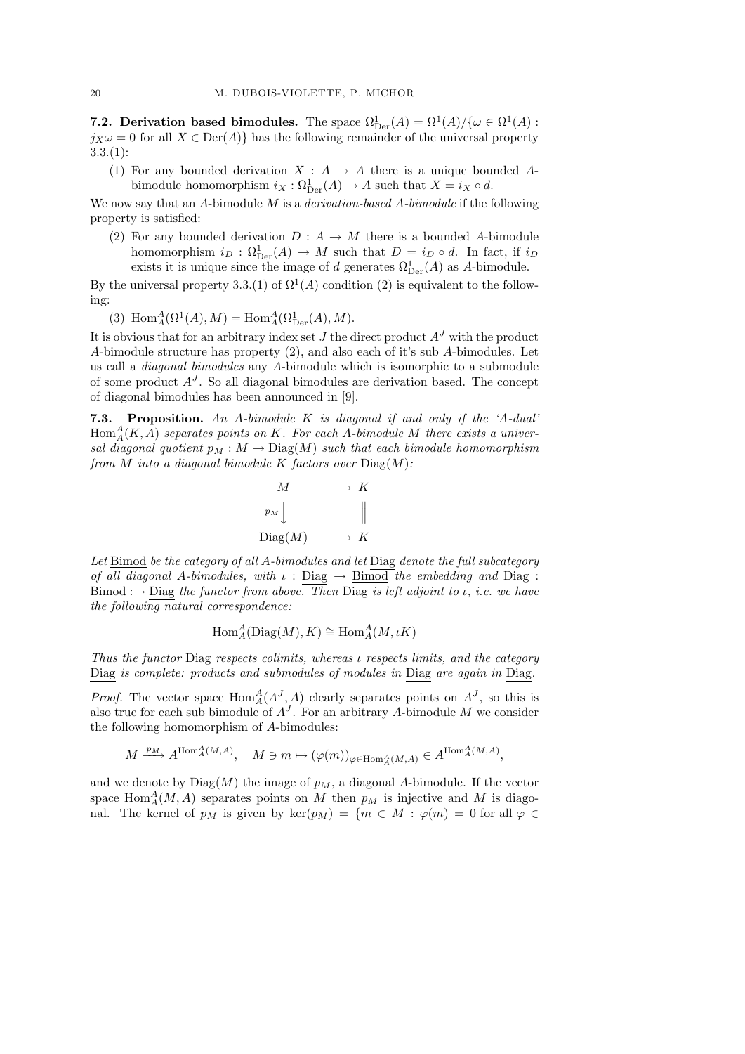**7.2. Derivation based bimodules.** The space $\Omega^1_{\mathrm{Der}}(A) = \Omega^1(A)/\{\omega \in \Omega^1(A) : j_X\omega = 0 \text{ for all } X \in \mathrm{Der}(A)\}$ has the following remainder of the universal property 3.3.(1):

(1) For any bounded derivation $X : A \to A$ there is a unique bounded $A$-bimodule homomorphism $i_X : \Omega^1_{\mathrm{Der}}(A) \to A$ such that $X = i_X \circ d$.

We now say that an $A$-bimodule $M$ is a *derivation-based $A$-bimodule* if the following property is satisfied:

(2) For any bounded derivation $D : A \to M$ there is a bounded $A$-bimodule homomorphism $i_D : \Omega^1_{\mathrm{Der}}(A) \to M$ such that $D = i_D \circ d$. In fact, if $i_D$ exists it is unique since the image of $d$ generates $\Omega^1_{\mathrm{Der}}(A)$ as $A$-bimodule.

By the universal property 3.3.(1) of $\Omega^1(A)$ condition (2) is equivalent to the following:

(3) $\mathrm{Hom}^A_A(\Omega^1(A), M) = \mathrm{Hom}^A_A(\Omega^1_{\mathrm{Der}}(A), M)$.

It is obvious that for an arbitrary index set $J$ the direct product $A^J$ with the product $A$-bimodule structure has property (2), and also each of it's sub $A$-bimodules. Let us call a *diagonal bimodules* any $A$-bimodule which is isomorphic to a submodule of some product $A^J$. So all diagonal bimodules are derivation based. The concept of diagonal bimodules has been announced in [9].

**7.3. Proposition.** *An $A$-bimodule $K$ is diagonal if and only if the 'A-dual' $\mathrm{Hom}^A_A(K, A)$ separates points on $K$. For each $A$-bimodule $M$ there exists a universal diagonal quotient $p_M : M \to \mathrm{Diag}(M)$ such that each bimodule homomorphism from $M$ into a diagonal bimodule $K$ factors over $\mathrm{Diag}(M)$:*

$$\begin{array}{ccc} M & \longrightarrow & K \\ {\scriptstyle p_M}\big\downarrow & & \big\| \\ \mathrm{Diag}(M) & \longrightarrow & K \end{array}$$

*Let $\underline{\mathrm{Bimod}}$ be the category of all $A$-bimodules and let $\underline{\mathrm{Diag}}$ denote the full subcategory of all diagonal $A$-bimodules, with $\iota : \underline{\mathrm{Diag}} \to \underline{\mathrm{Bimod}}$ the embedding and $\mathrm{Diag} : \underline{\mathrm{Bimod}} :\to \underline{\mathrm{Diag}}$ the functor from above. Then $\mathrm{Diag}$ is left adjoint to $\iota$, i.e. we have the following natural correspondence:*

$$\mathrm{Hom}^A_A(\mathrm{Diag}(M), K) \cong \mathrm{Hom}^A_A(M, \iota K)$$

*Thus the functor $\mathrm{Diag}$ respects colimits, whereas $\iota$ respects limits, and the category $\underline{\mathrm{Diag}}$ is complete: products and submodules of modules in $\underline{\mathrm{Diag}}$ are again in $\underline{\mathrm{Diag}}$.*

*Proof.* The vector space $\mathrm{Hom}^A_A(A^J, A)$ clearly separates points on $A^J$, so this is also true for each sub bimodule of $A^J$. For an arbitrary $A$-bimodule $M$ we consider the following homomorphism of $A$-bimodules:

$$M \xrightarrow{p_M} A^{\mathrm{Hom}^A_A(M,A)}, \quad M \ni m \mapsto (\varphi(m))_{\varphi \in \mathrm{Hom}^A_A(M,A)} \in A^{\mathrm{Hom}^A_A(M,A)},$$

and we denote by $\mathrm{Diag}(M)$ the image of $p_M$, a diagonal $A$-bimodule. If the vector space $\mathrm{Hom}^A_A(M, A)$ separates points on $M$ then $p_M$ is injective and $M$ is diagonal. The kernel of $p_M$ is given by $\ker(p_M) = \{m \in M : \varphi(m) = 0 \text{ for all } \varphi \in$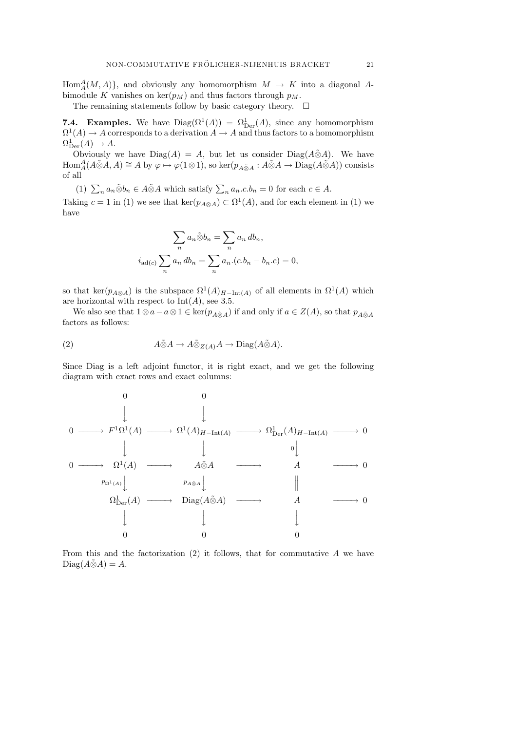$\operatorname{Hom}_A^A(M, A)\}$, and obviously any homomorphism $M \to K$ into a diagonal $A$-bimodule $K$ vanishes on $\ker(p_M)$ and thus factors through $p_M$.

The remaining statements follow by basic category theory. $\square$

**7.4. Examples.** We have $\operatorname{Diag}(\Omega^1(A)) = \Omega^1_{\mathrm{Der}}(A)$, since any homomorphism $\Omega^1(A) \to A$ corresponds to a derivation $A \to A$ and thus factors to a homomorphism $\Omega^1_{\mathrm{Der}}(A) \to A$.

Obviously we have $\operatorname{Diag}(A) = A$, but let us consider $\operatorname{Diag}(A \tilde{\otimes} A)$. We have $\operatorname{Hom}_A^A(A \tilde{\otimes} A, A) \cong A$ by $\varphi \mapsto \varphi(1 \otimes 1)$, so $\ker(p_{A \tilde{\otimes} A} : A \tilde{\otimes} A \to \operatorname{Diag}(A \tilde{\otimes} A))$ consists of all

(1) $\sum_n a_n \tilde{\otimes} b_n \in A \tilde{\otimes} A$ which satisfy $\sum_n a_n.c.b_n = 0$ for each $c \in A$.

Taking $c = 1$ in (1) we see that $\ker(p_{A \otimes A}) \subset \Omega^1(A)$, and for each element in (1) we have

$$\sum_n a_n \tilde{\otimes} b_n = \sum_n a_n \, db_n,$$
$$i_{\mathrm{ad}(c)} \sum_n a_n \, db_n = \sum_n a_n.(c.b_n - b_n.c) = 0,$$

so that $\ker(p_{A \otimes A})$ is the subspace $\Omega^1(A)_{H-\mathrm{Int}(A)}$ of all elements in $\Omega^1(A)$ which are horizontal with respect to $\mathrm{Int}(A)$, see 3.5.

We also see that $1 \otimes a - a \otimes 1 \in \ker(p_{A \tilde{\otimes} A})$ if and only if $a \in Z(A)$, so that $p_{A \tilde{\otimes} A}$ factors as follows:

$$A \tilde{\otimes} A \to A \tilde{\otimes}_{Z(A)} A \to \operatorname{Diag}(A \tilde{\otimes} A). \tag{2}$$

Since Diag is a left adjoint functor, it is right exact, and we get the following diagram with exact rows and exact columns:

$$\begin{array}{ccccccccc}
 & & 0 & & 0 & & & & \\
 & & \downarrow & & \downarrow & & & & \\
0 & \longrightarrow & F^1\Omega^1(A) & \longrightarrow & \Omega^1(A)_{H-\mathrm{Int}(A)} & \longrightarrow & \Omega^1_{\mathrm{Der}}(A)_{H-\mathrm{Int}(A)} & \longrightarrow & 0 \\
 & & \downarrow & & \downarrow & & \downarrow{\scriptstyle 0} & & \\
0 & \longrightarrow & \Omega^1(A) & \longrightarrow & A \tilde{\otimes} A & \longrightarrow & A & \longrightarrow & 0 \\
 & & \downarrow{\scriptstyle p_{\Omega^1(A)}} & & \downarrow{\scriptstyle p_{A \tilde{\otimes} A}} & & \| & & \\
 & & \Omega^1_{\mathrm{Der}}(A) & \longrightarrow & \operatorname{Diag}(A \tilde{\otimes} A) & \longrightarrow & A & \longrightarrow & 0 \\
 & & \downarrow & & \downarrow & & \downarrow & & \\
 & & 0 & & 0 & & 0 & &
\end{array}$$

From this and the factorization (2) it follows, that for commutative $A$ we have $\operatorname{Diag}(A \tilde{\otimes} A) = A$.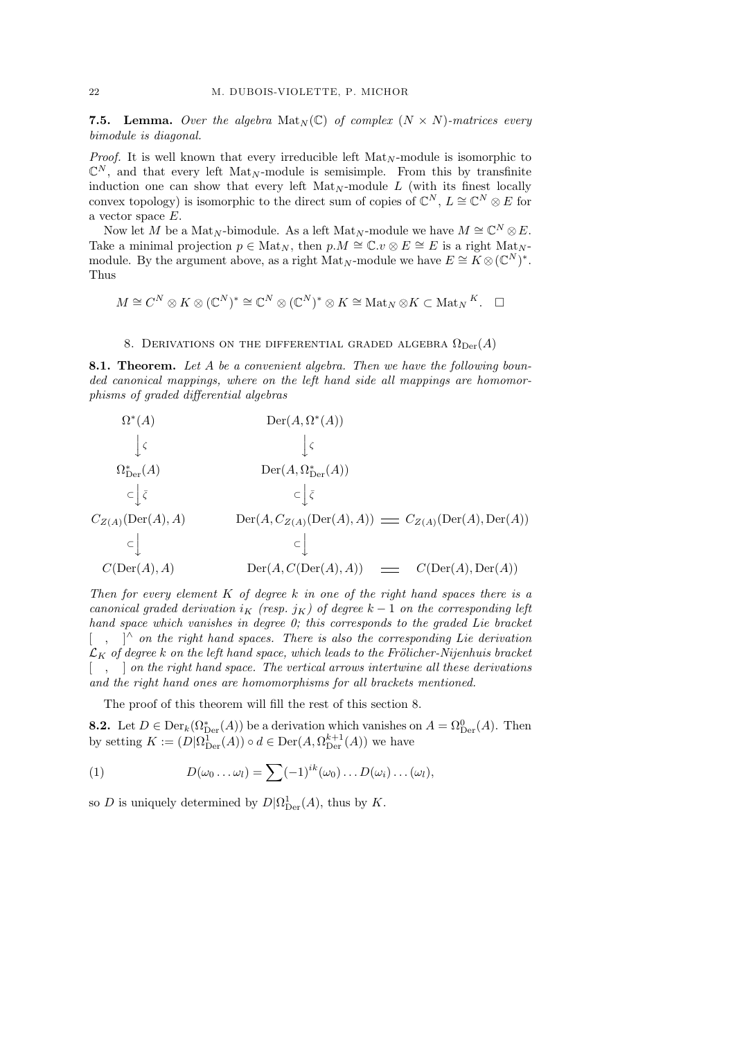**7.5. Lemma.** *Over the algebra $\mathrm{Mat}_N(\mathbb{C})$ of complex $(N \times N)$-matrices every bimodule is diagonal.*

*Proof.* It is well known that every irreducible left $\mathrm{Mat}_N$-module is isomorphic to $\mathbb{C}^N$, and that every left $\mathrm{Mat}_N$-module is semisimple. From this by transfinite induction one can show that every left $\mathrm{Mat}_N$-module $L$ (with its finest locally convex topology) is isomorphic to the direct sum of copies of $\mathbb{C}^N$, $L \cong \mathbb{C}^N \otimes E$ for a vector space $E$.

Now let $M$ be a $\mathrm{Mat}_N$-bimodule. As a left $\mathrm{Mat}_N$-module we have $M \cong \mathbb{C}^N \otimes E$. Take a minimal projection $p \in \mathrm{Mat}_N$, then $p.M \cong \mathbb{C}.v \otimes E \cong E$ is a right $\mathrm{Mat}_N$-module. By the argument above, as a right $\mathrm{Mat}_N$-module we have $E \cong K \otimes (\mathbb{C}^N)^*$. Thus

$$M \cong C^N \otimes K \otimes (\mathbb{C}^N)^* \cong \mathbb{C}^N \otimes (\mathbb{C}^N)^* \otimes K \cong \mathrm{Mat}_N \otimes K \subset {\mathrm{Mat}_N}^K. \quad \square$$

## 8. Derivations on the differential graded algebra $\Omega_{\mathrm{Der}}(A)$

**8.1. Theorem.** *Let $A$ be a convenient algebra. Then we have the following bounded canonical mappings, where on the left hand side all mappings are homomorphisms of graded differential algebras*

$$\begin{array}{ccccc}
\Omega^*(A) & & \mathrm{Der}(A, \Omega^*(A)) & & \\
\downarrow \zeta & & \downarrow \zeta & & \\
\Omega^*_{\mathrm{Der}}(A) & & \mathrm{Der}(A, \Omega^*_{\mathrm{Der}}(A)) & & \\
\subset\downarrow \bar\zeta & & \subset\downarrow \bar\zeta & & \\
C_{Z(A)}(\mathrm{Der}(A), A) & & \mathrm{Der}(A, C_{Z(A)}(\mathrm{Der}(A), A)) & = & C_{Z(A)}(\mathrm{Der}(A), \mathrm{Der}(A)) \\
\subset\downarrow & & \subset\downarrow & & \\
C(\mathrm{Der}(A), A) & & \mathrm{Der}(A, C(\mathrm{Der}(A), A)) & = & C(\mathrm{Der}(A), \mathrm{Der}(A))
\end{array}$$

*Then for every element $K$ of degree $k$ in one of the right hand spaces there is a canonical graded derivation $i_K$ (resp. $j_K$) of degree $k-1$ on the corresponding left hand space which vanishes in degree 0; this corresponds to the graded Lie bracket $[\ ,\ ]^\wedge$ on the right hand spaces. There is also the corresponding Lie derivation $\mathcal{L}_K$ of degree $k$ on the left hand space, which leads to the Frölicher-Nijenhuis bracket $[\ ,\ ]$ on the right hand space. The vertical arrows intertwine all these derivations and the right hand ones are homomorphisms for all brackets mentioned.*

The proof of this theorem will fill the rest of this section 8.

**8.2.** Let $D \in \mathrm{Der}_k(\Omega^*_{\mathrm{Der}}(A))$ be a derivation which vanishes on $A = \Omega^0_{\mathrm{Der}}(A)$. Then by setting $K := (D|\Omega^1_{\mathrm{Der}}(A)) \circ d \in \mathrm{Der}(A, \Omega^{k+1}_{\mathrm{Der}}(A))$ we have

$$D(\omega_0 \dots \omega_l) = \sum (-1)^{ik} (\omega_0) \dots D(\omega_i) \dots (\omega_l), \tag{1}$$

so $D$ is uniquely determined by $D|\Omega^1_{\mathrm{Der}}(A)$, thus by $K$.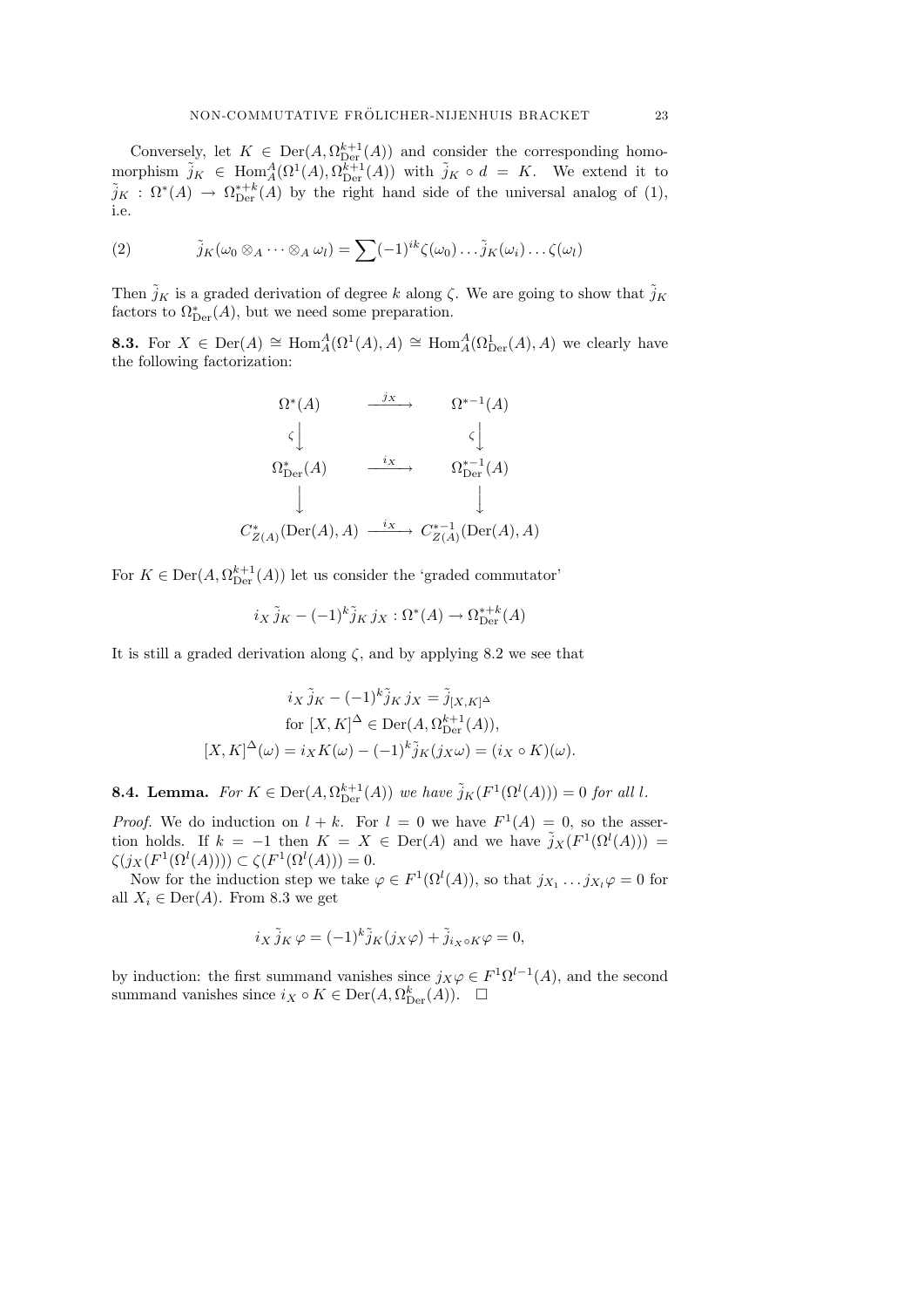Conversely, let $K \in \operatorname{Der}(A, \Omega^{k+1}_{\mathrm{Der}}(A))$ and consider the corresponding homomorphism $\tilde{j}_K \in \operatorname{Hom}^A_A(\Omega^1(A), \Omega^{k+1}_{\mathrm{Der}}(A))$ with $\tilde{j}_K \circ d = K$. We extend it to $\tilde{j}_K : \Omega^*(A) \to \Omega^{*+k}_{\mathrm{Der}}(A)$ by the right hand side of the universal analog of (1), i.e.

$$\tilde{j}_K(\omega_0 \otimes_A \cdots \otimes_A \omega_l) = \sum (-1)^{ik} \zeta(\omega_0) \dots \tilde{j}_K(\omega_i) \dots \zeta(\omega_l) \tag{2}$$

Then $\tilde{j}_K$ is a graded derivation of degree $k$ along $\zeta$. We are going to show that $\tilde{j}_K$ factors to $\Omega^*_{\mathrm{Der}}(A)$, but we need some preparation.

**8.3.** For $X \in \operatorname{Der}(A) \cong \operatorname{Hom}^A_A(\Omega^1(A), A) \cong \operatorname{Hom}^A_A(\Omega^1_{\mathrm{Der}}(A), A)$ we clearly have the following factorization:

$$\begin{array}{ccc}
\Omega^*(A) & \xrightarrow{\quad j_X \quad} & \Omega^{*-1}(A) \\
{\scriptstyle\zeta}\big\downarrow & & {\scriptstyle\zeta}\big\downarrow \\
\Omega^*_{\mathrm{Der}}(A) & \xrightarrow{\quad i_X \quad} & \Omega^{*-1}_{\mathrm{Der}}(A) \\
\big\downarrow & & \big\downarrow \\
C^*_{Z(A)}(\operatorname{Der}(A), A) & \xrightarrow{\quad i_X \quad} & C^{*-1}_{Z(A)}(\operatorname{Der}(A), A)
\end{array}$$

For $K \in \operatorname{Der}(A, \Omega^{k+1}_{\mathrm{Der}}(A))$ let us consider the 'graded commutator'

$$i_X\, \tilde{j}_K - (-1)^k \tilde{j}_K\, j_X : \Omega^*(A) \to \Omega^{*+k}_{\mathrm{Der}}(A)$$

It is still a graded derivation along $\zeta$, and by applying 8.2 we see that

$$\begin{gathered}
i_X\, \tilde{j}_K - (-1)^k \tilde{j}_K\, j_X = \tilde{j}_{[X,K]^\Delta} \\
\text{for } [X,K]^\Delta \in \operatorname{Der}(A, \Omega^{k+1}_{\mathrm{Der}}(A)), \\
[X,K]^\Delta(\omega) = i_X K(\omega) - (-1)^k \tilde{j}_K(j_X \omega) = (i_X \circ K)(\omega).
\end{gathered}$$

**8.4. Lemma.** *For $K \in \operatorname{Der}(A, \Omega^{k+1}_{\mathrm{Der}}(A))$ we have $\tilde{j}_K(F^1(\Omega^l(A))) = 0$ for all $l$.*

*Proof.* We do induction on $l + k$. For $l = 0$ we have $F^1(A) = 0$, so the assertion holds. If $k = -1$ then $K = X \in \operatorname{Der}(A)$ and we have $\tilde{j}_X(F^1(\Omega^l(A))) = \zeta(j_X(F^1(\Omega^l(A)))) \subset \zeta(F^1(\Omega^l(A))) = 0$.

Now for the induction step we take $\varphi \in F^1(\Omega^l(A))$, so that $j_{X_1} \dots j_{X_l} \varphi = 0$ for all $X_i \in \operatorname{Der}(A)$. From 8.3 we get

$$i_X\, \tilde{j}_K\, \varphi = (-1)^k \tilde{j}_K(j_X \varphi) + \tilde{j}_{i_X \circ K} \varphi = 0,$$

by induction: the first summand vanishes since $j_X \varphi \in F^1 \Omega^{l-1}(A)$, and the second summand vanishes since $i_X \circ K \in \operatorname{Der}(A, \Omega^k_{\mathrm{Der}}(A))$. $\square$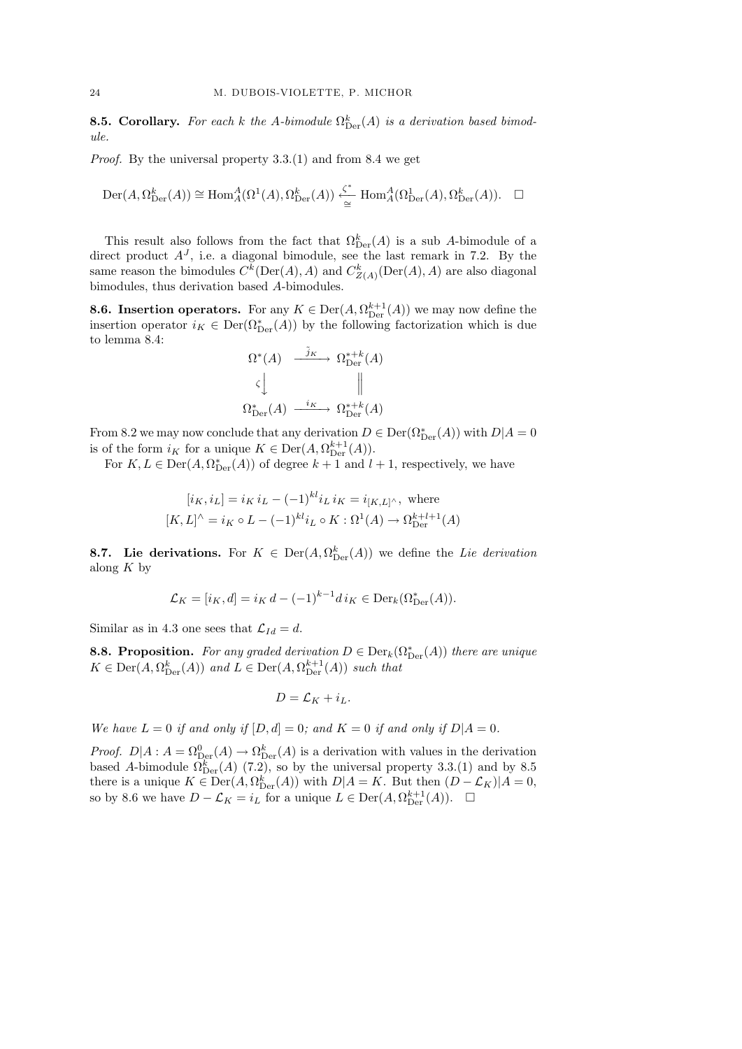**8.5. Corollary.** *For each $k$ the $A$-bimodule $\Omega^k_{\mathrm{Der}}(A)$ is a derivation based bimodule.*

*Proof.* By the universal property 3.3.(1) and from 8.4 we get

$$\mathrm{Der}(A, \Omega^k_{\mathrm{Der}}(A)) \cong \mathrm{Hom}^A_A(\Omega^1(A), \Omega^k_{\mathrm{Der}}(A)) \xleftarrow[\cong]{\zeta^*} \mathrm{Hom}^A_A(\Omega^1_{\mathrm{Der}}(A), \Omega^k_{\mathrm{Der}}(A)). \quad \square$$

This result also follows from the fact that $\Omega^k_{\mathrm{Der}}(A)$ is a sub $A$-bimodule of a direct product $A^J$, i.e. a diagonal bimodule, see the last remark in 7.2. By the same reason the bimodules $C^k(\mathrm{Der}(A), A)$ and $C^k_{Z(A)}(\mathrm{Der}(A), A)$ are also diagonal bimodules, thus derivation based $A$-bimodules.

**8.6. Insertion operators.** For any $K \in \mathrm{Der}(A, \Omega^{k+1}_{\mathrm{Der}}(A))$ we may now define the insertion operator $i_K \in \mathrm{Der}(\Omega^*_{\mathrm{Der}}(A))$ by the following factorization which is due to lemma 8.4:

$$\begin{array}{ccc} \Omega^*(A) & \xrightarrow{\tilde{j}_K} & \Omega^{*+k}_{\mathrm{Der}}(A) \\ {\scriptstyle \zeta}\big\downarrow & & \big\| \\ \Omega^*_{\mathrm{Der}}(A) & \xrightarrow{i_K} & \Omega^{*+k}_{\mathrm{Der}}(A) \end{array}$$

From 8.2 we may now conclude that any derivation $D \in \mathrm{Der}(\Omega^*_{\mathrm{Der}}(A))$ with $D|A = 0$ is of the form $i_K$ for a unique $K \in \mathrm{Der}(A, \Omega^{k+1}_{\mathrm{Der}}(A))$.

For $K, L \in \mathrm{Der}(A, \Omega^*_{\mathrm{Der}}(A))$ of degree $k+1$ and $l+1$, respectively, we have

$$[i_K, i_L] = i_K\, i_L - (-1)^{kl} i_L\, i_K = i_{[K,L]^\wedge}, \text{ where}$$
$$[K, L]^\wedge = i_K \circ L - (-1)^{kl} i_L \circ K : \Omega^1(A) \to \Omega^{k+l+1}_{\mathrm{Der}}(A)$$

**8.7. Lie derivations.** For $K \in \mathrm{Der}(A, \Omega^k_{\mathrm{Der}}(A))$ we define the *Lie derivation* along $K$ by

$$\mathcal{L}_K = [i_K, d] = i_K\, d - (-1)^{k-1} d\, i_K \in \mathrm{Der}_k(\Omega^*_{\mathrm{Der}}(A)).$$

Similar as in 4.3 one sees that $\mathcal{L}_{Id} = d$.

**8.8. Proposition.** *For any graded derivation $D \in \mathrm{Der}_k(\Omega^*_{\mathrm{Der}}(A))$ there are unique $K \in \mathrm{Der}(A, \Omega^k_{\mathrm{Der}}(A))$ and $L \in \mathrm{Der}(A, \Omega^{k+1}_{\mathrm{Der}}(A))$ such that*

$$D = \mathcal{L}_K + i_L.$$

*We have $L = 0$ if and only if $[D, d] = 0$; and $K = 0$ if and only if $D|A = 0$.*

*Proof.* $D|A : A = \Omega^0_{\mathrm{Der}}(A) \to \Omega^k_{\mathrm{Der}}(A)$ is a derivation with values in the derivation based $A$-bimodule $\Omega^k_{\mathrm{Der}}(A)$ (7.2), so by the universal property 3.3.(1) and by 8.5 there is a unique $K \in \mathrm{Der}(A, \Omega^k_{\mathrm{Der}}(A))$ with $D|A = K$. But then $(D - \mathcal{L}_K)|A = 0$, so by 8.6 we have $D - \mathcal{L}_K = i_L$ for a unique $L \in \mathrm{Der}(A, \Omega^{k+1}_{\mathrm{Der}}(A))$. $\square$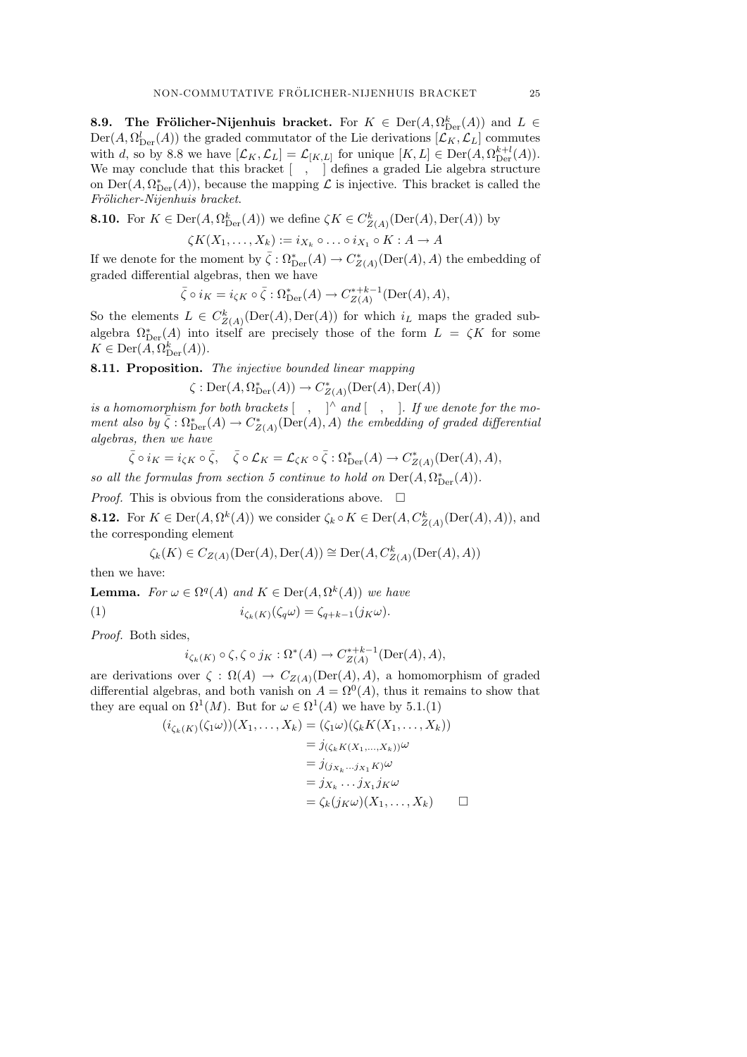**8.9. The Frölicher-Nijenhuis bracket.** For $K \in \operatorname{Der}(A, \Omega^k_{\operatorname{Der}}(A))$ and $L \in \operatorname{Der}(A, \Omega^l_{\operatorname{Der}}(A))$ the graded commutator of the Lie derivations $[\mathcal{L}_K, \mathcal{L}_L]$ commutes with $d$, so by 8.8 we have $[\mathcal{L}_K, \mathcal{L}_L] = \mathcal{L}_{[K,L]}$ for unique $[K, L] \in \operatorname{Der}(A, \Omega^{k+l}_{\operatorname{Der}}(A))$. We may conclude that this bracket $[\quad,\quad]$ defines a graded Lie algebra structure on $\operatorname{Der}(A, \Omega^*_{\operatorname{Der}}(A))$, because the mapping $\mathcal{L}$ is injective. This bracket is called the *Frölicher-Nijenhuis bracket*.

**8.10.** For $K \in \operatorname{Der}(A, \Omega^k_{\operatorname{Der}}(A))$ we define $\zeta K \in C^k_{Z(A)}(\operatorname{Der}(A), \operatorname{Der}(A))$ by

$$\zeta K(X_1, \dots, X_k) := i_{X_k} \circ \dots \circ i_{X_1} \circ K : A \to A$$

If we denote for the moment by $\bar{\zeta} : \Omega^*_{\operatorname{Der}}(A) \to C^*_{Z(A)}(\operatorname{Der}(A), A)$ the embedding of graded differential algebras, then we have

$$\bar{\zeta} \circ i_K = i_{\zeta K} \circ \bar{\zeta} : \Omega^*_{\operatorname{Der}}(A) \to C^{*+k-1}_{Z(A)}(\operatorname{Der}(A), A),$$

So the elements $L \in C^k_{Z(A)}(\operatorname{Der}(A), \operatorname{Der}(A))$ for which $i_L$ maps the graded subalgebra $\Omega^*_{\operatorname{Der}}(A)$ into itself are precisely those of the form $L = \zeta K$ for some $K \in \operatorname{Der}(A, \Omega^k_{\operatorname{Der}}(A))$.

**8.11. Proposition.** *The injective bounded linear mapping*

$$\zeta : \operatorname{Der}(A, \Omega^*_{\operatorname{Der}}(A)) \to C^*_{Z(A)}(\operatorname{Der}(A), \operatorname{Der}(A))$$

*is a homomorphism for both brackets* $[\quad,\quad]^\wedge$ *and* $[\quad,\quad]$. *If we denote for the moment also by* $\bar{\zeta} : \Omega^*_{\operatorname{Der}}(A) \to C^*_{Z(A)}(\operatorname{Der}(A), A)$ *the embedding of graded differential algebras, then we have*

$$\bar{\zeta} \circ i_K = i_{\zeta K} \circ \bar{\zeta}, \quad \bar{\zeta} \circ \mathcal{L}_K = \mathcal{L}_{\zeta K} \circ \bar{\zeta} : \Omega^*_{\operatorname{Der}}(A) \to C^*_{Z(A)}(\operatorname{Der}(A), A),$$

*so all the formulas from section 5 continue to hold on* $\operatorname{Der}(A, \Omega^*_{\operatorname{Der}}(A))$.

*Proof.* This is obvious from the considerations above. $\square$

**8.12.** For $K \in \operatorname{Der}(A, \Omega^k(A))$ we consider $\zeta_k \circ K \in \operatorname{Der}(A, C^k_{Z(A)}(\operatorname{Der}(A), A))$, and the corresponding element

$$\zeta_k(K) \in C_{Z(A)}(\operatorname{Der}(A), \operatorname{Der}(A)) \cong \operatorname{Der}(A, C^k_{Z(A)}(\operatorname{Der}(A), A))$$

then we have:

**Lemma.** *For* $\omega \in \Omega^q(A)$ *and* $K \in \operatorname{Der}(A, \Omega^k(A))$ *we have*

$$i_{\zeta_k(K)}(\zeta_q \omega) = \zeta_{q+k-1}(j_K \omega). \tag{1}$$

*Proof.* Both sides,

$$i_{\zeta_k(K)} \circ \zeta, \zeta \circ j_K : \Omega^*(A) \to C^{*+k-1}_{Z(A)}(\operatorname{Der}(A), A),$$

are derivations over $\zeta : \Omega(A) \to C_{Z(A)}(\operatorname{Der}(A), A)$, a homomorphism of graded differential algebras, and both vanish on $A = \Omega^0(A)$, thus it remains to show that they are equal on $\Omega^1(M)$. But for $\omega \in \Omega^1(A)$ we have by 5.1.(1)

$$\begin{aligned}
(i_{\zeta_k(K)}(\zeta_1 \omega))(X_1, \dots, X_k) &= (\zeta_1 \omega)(\zeta_k K(X_1, \dots, X_k)) \\
&= j_{(\zeta_k K(X_1, \dots, X_k))} \omega \\
&= j_{(j_{X_k} \cdots j_{X_1} K)} \omega \\
&= j_{X_k} \dots j_{X_1} j_K \omega \\
&= \zeta_k(j_K \omega)(X_1, \dots, X_k) \qquad \square
\end{aligned}$$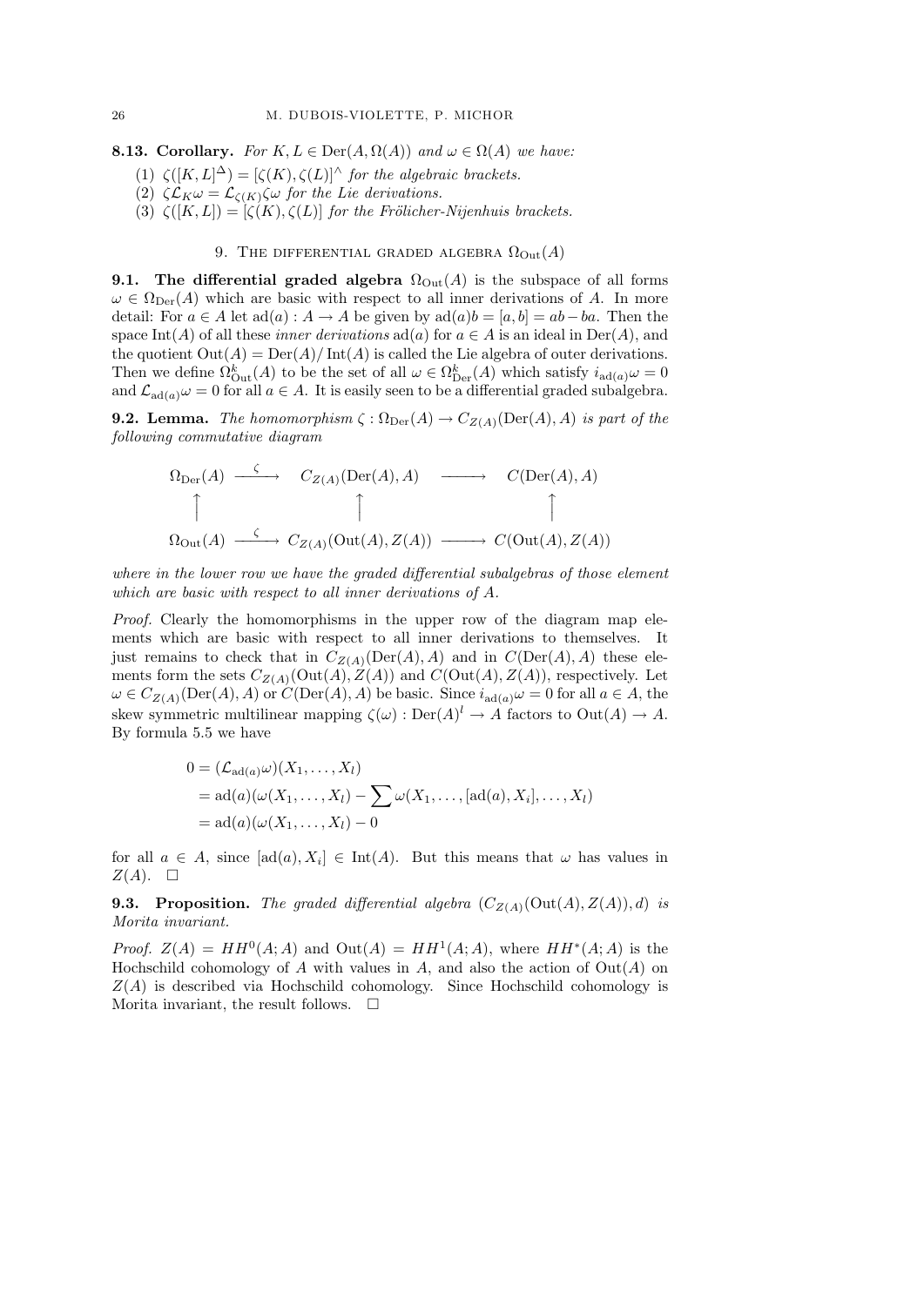**8.13. Corollary.** *For $K, L \in \operatorname{Der}(A, \Omega(A))$ and $\omega \in \Omega(A)$ we have:*

(1) $\zeta([K, L]^{\Delta}) = [\zeta(K), \zeta(L)]^{\wedge}$ *for the algebraic brackets.*
(2) $\zeta \mathcal{L}_K \omega = \mathcal{L}_{\zeta(K)} \zeta \omega$ *for the Lie derivations.*
(3) $\zeta([K, L]) = [\zeta(K), \zeta(L)]$ *for the Frölicher-Nijenhuis brackets.*

## 9. The differential graded algebra $\Omega_{\mathrm{Out}}(A)$

**9.1. The differential graded algebra** $\Omega_{\mathrm{Out}}(A)$ is the subspace of all forms $\omega \in \Omega_{\mathrm{Der}}(A)$ which are basic with respect to all inner derivations of $A$. In more detail: For $a \in A$ let $\operatorname{ad}(a) : A \to A$ be given by $\operatorname{ad}(a)b = [a, b] = ab - ba$. Then the space $\operatorname{Int}(A)$ of all these *inner derivations* $\operatorname{ad}(a)$ for $a \in A$ is an ideal in $\operatorname{Der}(A)$, and the quotient $\operatorname{Out}(A) = \operatorname{Der}(A)/\operatorname{Int}(A)$ is called the Lie algebra of outer derivations. Then we define $\Omega^k_{\mathrm{Out}}(A)$ to be the set of all $\omega \in \Omega^k_{\mathrm{Der}}(A)$ which satisfy $i_{\operatorname{ad}(a)}\omega = 0$ and $\mathcal{L}_{\operatorname{ad}(a)}\omega = 0$ for all $a \in A$. It is easily seen to be a differential graded subalgebra.

**9.2. Lemma.** *The homomorphism $\zeta : \Omega_{\mathrm{Der}}(A) \to C_{Z(A)}(\operatorname{Der}(A), A)$ is part of the following commutative diagram*

$$
\begin{array}{ccccc}
\Omega_{\mathrm{Der}}(A) & \xrightarrow{\ \zeta\ } & C_{Z(A)}(\operatorname{Der}(A), A) & \longrightarrow & C(\operatorname{Der}(A), A) \\
\uparrow & & \uparrow & & \uparrow \\
\Omega_{\mathrm{Out}}(A) & \xrightarrow{\ \zeta\ } & C_{Z(A)}(\operatorname{Out}(A), Z(A)) & \longrightarrow & C(\operatorname{Out}(A), Z(A))
\end{array}
$$

*where in the lower row we have the graded differential subalgebras of those element which are basic with respect to all inner derivations of $A$.*

*Proof.* Clearly the homomorphisms in the upper row of the diagram map elements which are basic with respect to all inner derivations to themselves. It just remains to check that in $C_{Z(A)}(\operatorname{Der}(A), A)$ and in $C(\operatorname{Der}(A), A)$ these elements form the sets $C_{Z(A)}(\operatorname{Out}(A), Z(A))$ and $C(\operatorname{Out}(A), Z(A))$, respectively. Let $\omega \in C_{Z(A)}(\operatorname{Der}(A), A)$ or $C(\operatorname{Der}(A), A)$ be basic. Since $i_{\operatorname{ad}(a)}\omega = 0$ for all $a \in A$, the skew symmetric multilinear mapping $\zeta(\omega) : \operatorname{Der}(A)^l \to A$ factors to $\operatorname{Out}(A) \to A$. By formula 5.5 we have

$$
\begin{aligned}
0 &= (\mathcal{L}_{\operatorname{ad}(a)}\omega)(X_1, \dots, X_l) \\
&= \operatorname{ad}(a)(\omega(X_1, \dots, X_l) - \sum \omega(X_1, \dots, [\operatorname{ad}(a), X_i], \dots, X_l) \\
&= \operatorname{ad}(a)(\omega(X_1, \dots, X_l) - 0
\end{aligned}
$$

for all $a \in A$, since $[\operatorname{ad}(a), X_i] \in \operatorname{Int}(A)$. But this means that $\omega$ has values in $Z(A)$. $\square$

**9.3. Proposition.** *The graded differential algebra $(C_{Z(A)}(\operatorname{Out}(A), Z(A)), d)$ is Morita invariant.*

*Proof.* $Z(A) = HH^0(A; A)$ and $\operatorname{Out}(A) = HH^1(A; A)$, where $HH^*(A; A)$ is the Hochschild cohomology of $A$ with values in $A$, and also the action of $\operatorname{Out}(A)$ on $Z(A)$ is described via Hochschild cohomology. Since Hochschild cohomology is Morita invariant, the result follows. $\square$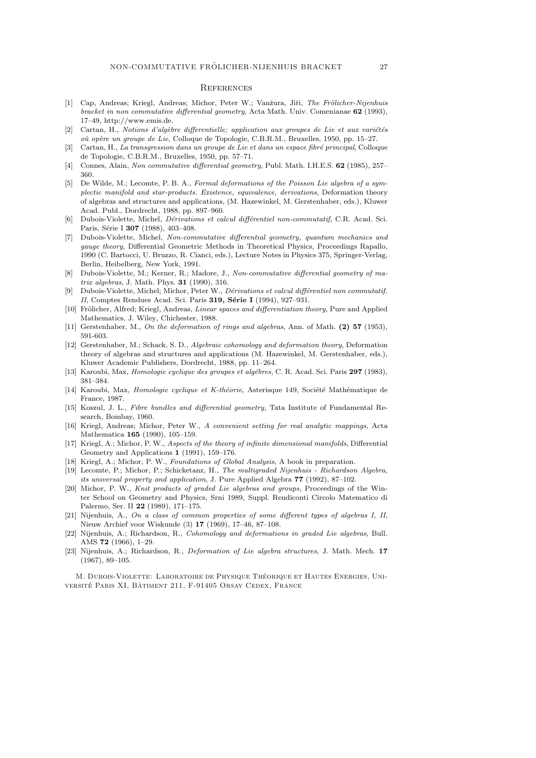## References

[1] Cap, Andreas; Kriegl, Andreas; Michor, Peter W.; Vanžura, Jiři, *The Frölicher-Nijenhuis bracket in non commutative differential geometry*, Acta Math. Univ. Comenianae **62** (1993), 17–49, http://www.emis.de.

[2] Cartan, H., *Notions d'algèbre differentielle; application aux groupes de Lie et aux variétés où opère un groupe de Lie*, Colloque de Topologie, C.B.R.M., Bruxelles, 1950, pp. 15–27.

[3] Cartan, H., *La transgression dans un groupe de Lie et dans un espace fibré principal*, Colloque de Topologie, C.B.R.M., Bruxelles, 1950, pp. 57–71.

[4] Connes, Alain, *Non commutative differential geometry*, Publ. Math. I.H.E.S. **62** (1985), 257–360.

[5] De Wilde, M.; Lecomte, P. B. A., *Formal deformations of the Poisson Lie algebra of a symplectic manifold and star-products. Existence, equivalence, derivations*, Deformation theory of algebras and structures and applications, (M. Hazewinkel, M. Gerstenhaber, eds.), Kluwer Acad. Publ., Dordrecht, 1988, pp. 897–960.

[6] Dubois-Violette, Michel, *Dérivations et calcul différentiel non-commutatif*, C.R. Acad. Sci. Paris, Série I **307** (1988), 403–408.

[7] Dubois-Violette, Michel, *Non-commutative differential geometry, quantum mechanics and gauge theory*, Differential Geometric Methods in Theoretical Physics, Proceedings Rapallo, 1990 (C. Bartocci, U. Bruzzo, R. Cianci, eds.), Lecture Notes in Physics 375, Springer-Verlag, Berlin, Heibelberg, New York, 1991.

[8] Dubois-Violette, M.; Kerner, R.; Madore, J., *Non-commutative differential geometry of matrix algebras*, J. Math. Phys. **31** (1990), 316.

[9] Dubois-Violette, Michel; Michor, Peter W., *Dérivations et calcul différentiel non commutatif. II*, Comptes Rendues Acad. Sci. Paris **319, Série I** (1994), 927–931.

[10] Frölicher, Alfred; Kriegl, Andreas, *Linear spaces and differentiation theory*, Pure and Applied Mathematics, J. Wiley, Chichester, 1988.

[11] Gerstenhaber, M., *On the deformation of rings and algebras*, Ann. of Math. **(2) 57** (1953), 591-603.

[12] Gerstenhaber, M.; Schack, S. D., *Algebraic cohomology and deformation theory*, Deformation theory of algebras and structures and applications (M. Hazewinkel, M. Gerstenhaber, eds.), Kluwer Academic Publishers, Dordrecht, 1988, pp. 11–264.

[13] Karoubi, Max, *Homologie cyclique des groupes et algébres*, C. R. Acad. Sci. Paris **297** (1983), 381–384.

[14] Karoubi, Max, *Homologie cyclique et K-théorie*, Asterisque 149, Société Mathématique de France, 1987.

[15] Koszul, J. L., *Fibre bundles and differential geometry*, Tata Institute of Fundamental Research, Bombay, 1960.

[16] Kriegl, Andreas; Michor, Peter W., *A convenient setting for real analytic mappings*, Acta Mathematica **165** (1990), 105–159.

[17] Kriegl, A.; Michor, P. W., *Aspects of the theory of infinite dimensional manifolds*, Differential Geometry and Applications **1** (1991), 159–176.

[18] Kriegl, A.; Michor, P. W., *Foundations of Global Analysis*, A book in preparation.

[19] Lecomte, P.; Michor, P.; Schicketanz, H., *The multigraded Nijenhuis - Richardson Algebra, its universal property and application*, J. Pure Applied Algebra **77** (1992), 87–102.

[20] Michor, P. W., *Knit products of graded Lie algebras and groups*, Proceedings of the Winter School on Geometry and Physics, Srni 1989, Suppl. Rendiconti Circolo Matematico di Palermo, Ser. II **22** (1989), 171–175.

[21] Nijenhuis, A., *On a class of common properties of some different types of algebras I, II*, Nieuw Archief voor Wiskunde (3) **17** (1969), 17–46, 87–108.

[22] Nijenhuis, A.; Richardson, R., *Cohomology and deformations in graded Lie algebras*, Bull. AMS **72** (1966), 1–29.

[23] Nijenhuis, A.; Richardson, R., *Deformation of Lie algebra structures*, J. Math. Mech. **17** (1967), 89–105.

M. Dubois-Violette: Laboratoire de Physique Théorique et Hautes Energies, Université Paris XI, Bâtiment 211, F-91405 Orsay Cedex, France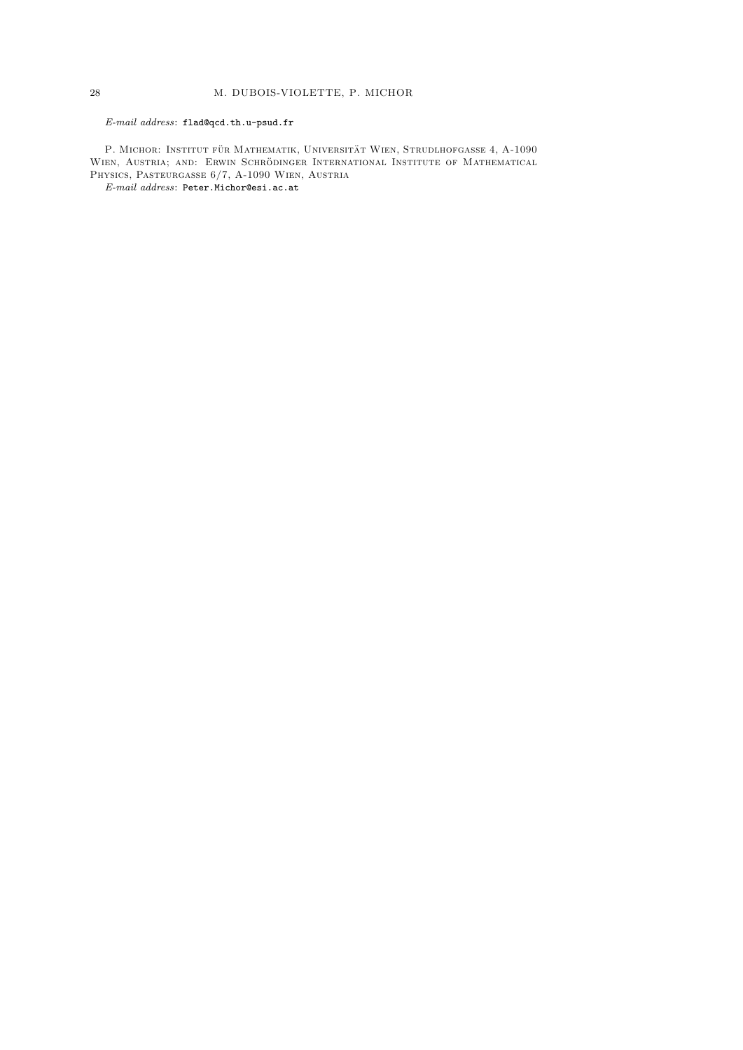*E-mail address*: flad@qcd.th.u-psud.fr

P. Michor: Institut für Mathematik, Universität Wien, Strudlhofgasse 4, A-1090 Wien, Austria; and: Erwin Schrödinger International Institute of Mathematical Physics, Pasteurgasse 6/7, A-1090 Wien, Austria

*E-mail address*: Peter.Michor@esi.ac.at